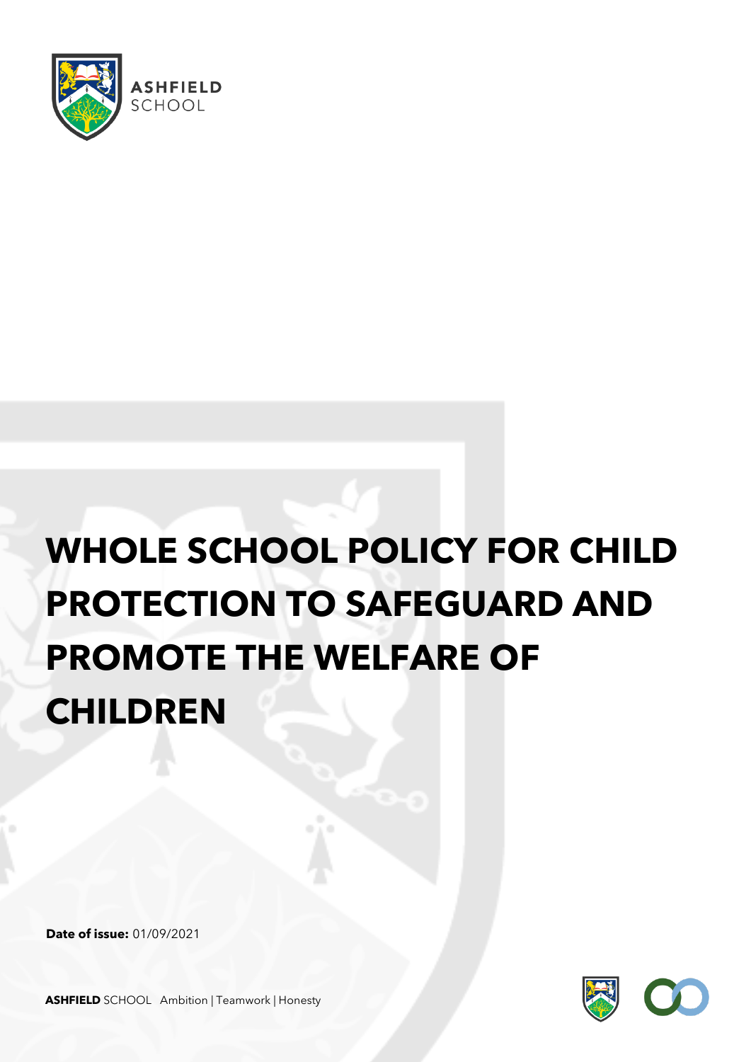ASHFIELD SCHOOL

# WHOLE SCHOOL POLICY FOR CHILD PROTECTION TO SAFEGUARD AND PROMOTE THE WELFARE OF CHILDREN

**Date of issue:** 01/09/2021

**ASHFIELD** SCHOOL Ambition | Teamwork | Honesty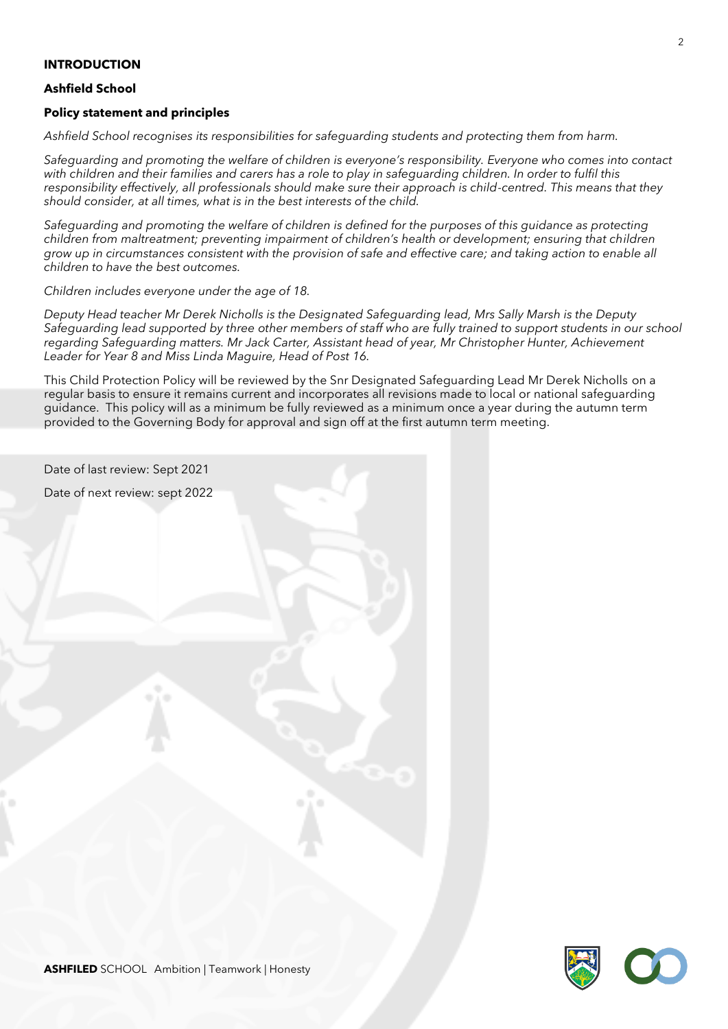**INTRODUCTION**

**Ashfield School**

**Policy statement and principles**

*Ashfield School recognises its responsibilities for safeguarding students and protecting them from harm.*

*Safeguarding and promoting the welfare of children is everyone's responsibility. Everyone who comes into contact with children and their families and carers has a role to play in safeguarding children. In order to fulfil this responsibility effectively, all professionals should make sure their approach is child-centred. This means that they should consider, at all times, what is in the best interests of the child.*

*Safeguarding and promoting the welfare of children is defined for the purposes of this guidance as protecting children from maltreatment; preventing impairment of children's health or development; ensuring that children grow up in circumstances consistent with the provision of safe and effective care; and taking action to enable all children to have the best outcomes.*

*Children includes everyone under the age of 18.*

*Deputy Head teacher Mr Derek Nicholls is the Designated Safeguarding lead, Mrs Sally Marsh is the Deputy Safeguarding lead supported by three other members of staff who are fully trained to support students in our school regarding Safeguarding matters. Mr Jack Carter, Assistant head of year, Mr Christopher Hunter, Achievement Leader for Year 8 and Miss Linda Maguire, Head of Post 16.*

This Child Protection Policy will be reviewed by the Snr Designated Safeguarding Lead Mr Derek Nicholls on a regular basis to ensure it remains current and incorporates all revisions made to local or national safeguarding guidance. This policy will as a minimum be fully reviewed as a minimum once a year during the autumn term provided to the Governing Body for approval and sign off at the first autumn term meeting.

Date of last review: Sept 2021

Date of next review: sept 2022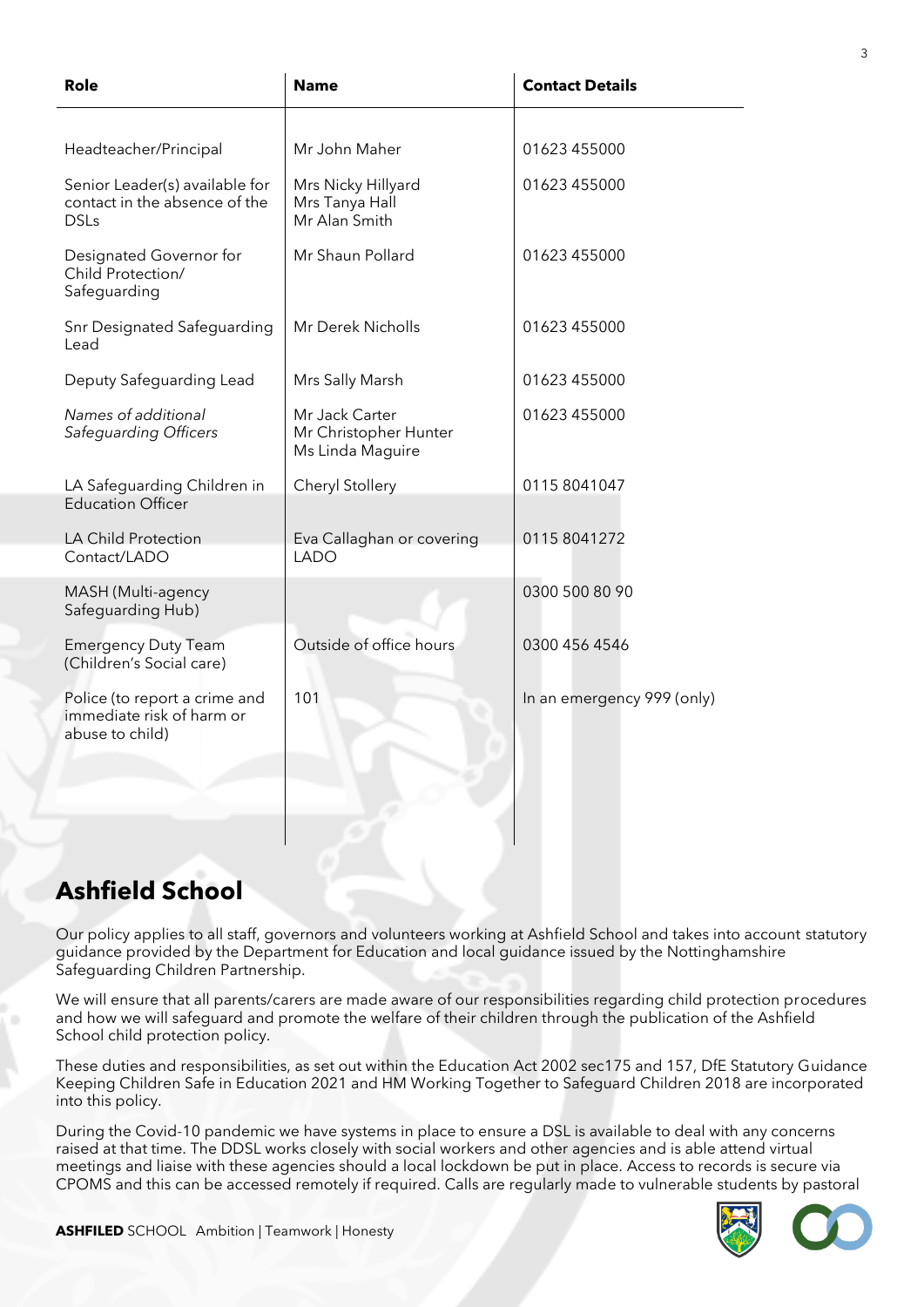| Role | Name | Contact Details |
|---|---|---|
| Headteacher/Principal | Mr John Maher | 01623 455000 |
| Senior Leader(s) available for contact in the absence of the DSLs | Mrs Nicky Hillyard<br>Mrs Tanya Hall<br>Mr Alan Smith | 01623 455000 |
| Designated Governor for Child Protection/ Safeguarding | Mr Shaun Pollard | 01623 455000 |
| Snr Designated Safeguarding Lead | Mr Derek Nicholls | 01623 455000 |
| Deputy Safeguarding Lead | Mrs Sally Marsh | 01623 455000 |
| *Names of additional Safeguarding Officers* | Mr Jack Carter<br>Mr Christopher Hunter<br>Ms Linda Maguire | 01623 455000 |
| LA Safeguarding Children in Education Officer | Cheryl Stollery | 0115 8041047 |
| LA Child Protection Contact/LADO | Eva Callaghan or covering LADO | 0115 8041272 |
| MASH (Multi-agency Safeguarding Hub) | | 0300 500 80 90 |
| Emergency Duty Team (Children's Social care) | Outside of office hours | 0300 456 4546 |
| Police (to report a crime and immediate risk of harm or abuse to child) | 101 | In an emergency 999 (only) |

## Ashfield School

Our policy applies to all staff, governors and volunteers working at Ashfield School and takes into account statutory guidance provided by the Department for Education and local guidance issued by the Nottinghamshire Safeguarding Children Partnership.

We will ensure that all parents/carers are made aware of our responsibilities regarding child protection procedures and how we will safeguard and promote the welfare of their children through the publication of the Ashfield School child protection policy.

These duties and responsibilities, as set out within the Education Act 2002 sec175 and 157, DfE Statutory Guidance Keeping Children Safe in Education 2021 and HM Working Together to Safeguard Children 2018 are incorporated into this policy.

During the Covid-10 pandemic we have systems in place to ensure a DSL is available to deal with any concerns raised at that time. The DDSL works closely with social workers and other agencies and is able attend virtual meetings and liaise with these agencies should a local lockdown be put in place. Access to records is secure via CPOMS and this can be accessed remotely if required. Calls are regularly made to vulnerable students by pastoral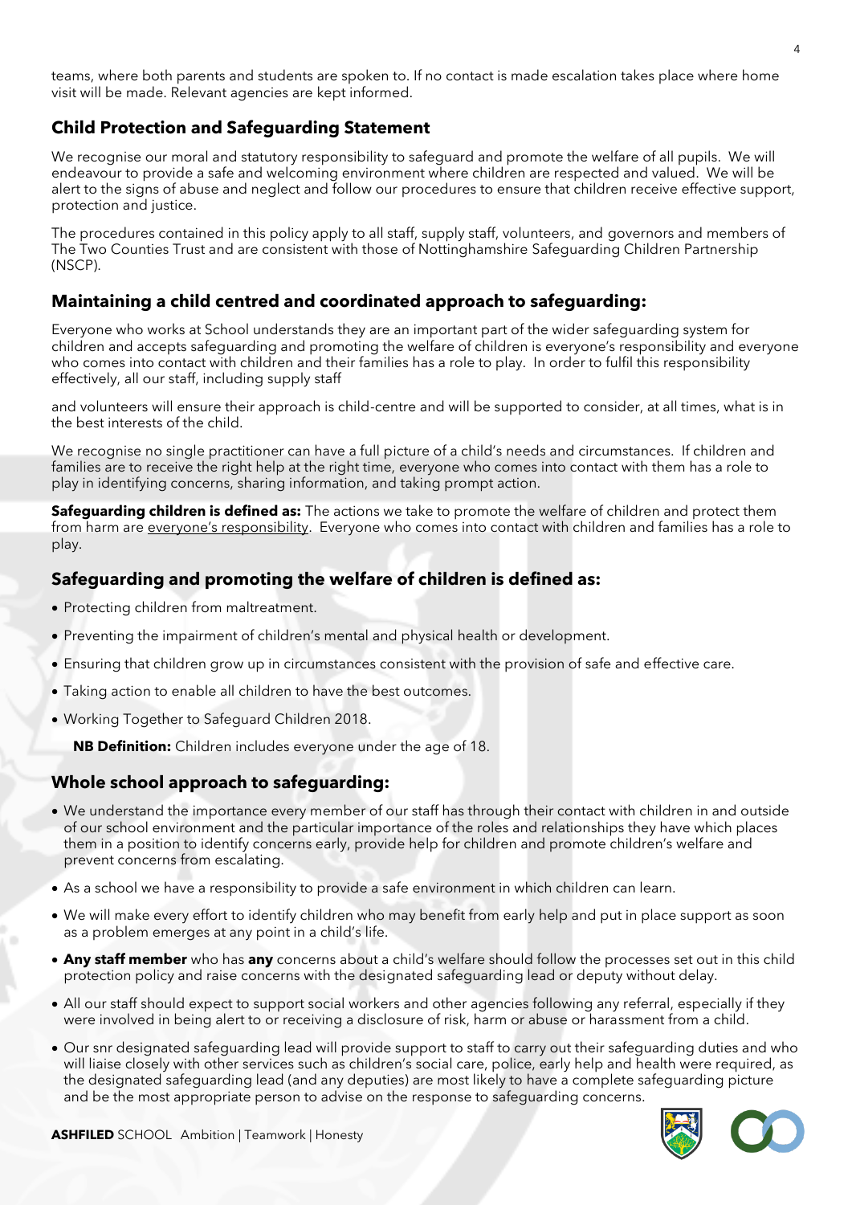teams, where both parents and students are spoken to. If no contact is made escalation takes place where home visit will be made. Relevant agencies are kept informed.

## Child Protection and Safeguarding Statement

We recognise our moral and statutory responsibility to safeguard and promote the welfare of all pupils. We will endeavour to provide a safe and welcoming environment where children are respected and valued. We will be alert to the signs of abuse and neglect and follow our procedures to ensure that children receive effective support, protection and justice.

The procedures contained in this policy apply to all staff, supply staff, volunteers, and governors and members of The Two Counties Trust and are consistent with those of Nottinghamshire Safeguarding Children Partnership (NSCP).

## Maintaining a child centred and coordinated approach to safeguarding:

Everyone who works at School understands they are an important part of the wider safeguarding system for children and accepts safeguarding and promoting the welfare of children is everyone's responsibility and everyone who comes into contact with children and their families has a role to play. In order to fulfil this responsibility effectively, all our staff, including supply staff

and volunteers will ensure their approach is child-centre and will be supported to consider, at all times, what is in the best interests of the child.

We recognise no single practitioner can have a full picture of a child's needs and circumstances. If children and families are to receive the right help at the right time, everyone who comes into contact with them has a role to play in identifying concerns, sharing information, and taking prompt action.

**Safeguarding children is defined as:** The actions we take to promote the welfare of children and protect them from harm are everyone's responsibility. Everyone who comes into contact with children and families has a role to play.

## Safeguarding and promoting the welfare of children is defined as:

- Protecting children from maltreatment.
- Preventing the impairment of children's mental and physical health or development.
- Ensuring that children grow up in circumstances consistent with the provision of safe and effective care.
- Taking action to enable all children to have the best outcomes.
- Working Together to Safeguard Children 2018.

**NB Definition:** Children includes everyone under the age of 18.

## Whole school approach to safeguarding:

- We understand the importance every member of our staff has through their contact with children in and outside of our school environment and the particular importance of the roles and relationships they have which places them in a position to identify concerns early, provide help for children and promote children's welfare and prevent concerns from escalating.
- As a school we have a responsibility to provide a safe environment in which children can learn.
- We will make every effort to identify children who may benefit from early help and put in place support as soon as a problem emerges at any point in a child's life.
- **Any staff member** who has **any** concerns about a child's welfare should follow the processes set out in this child protection policy and raise concerns with the designated safeguarding lead or deputy without delay.
- All our staff should expect to support social workers and other agencies following any referral, especially if they were involved in being alert to or receiving a disclosure of risk, harm or abuse or harassment from a child.
- Our snr designated safeguarding lead will provide support to staff to carry out their safeguarding duties and who will liaise closely with other services such as children's social care, police, early help and health were required, as the designated safeguarding lead (and any deputies) are most likely to have a complete safeguarding picture and be the most appropriate person to advise on the response to safeguarding concerns.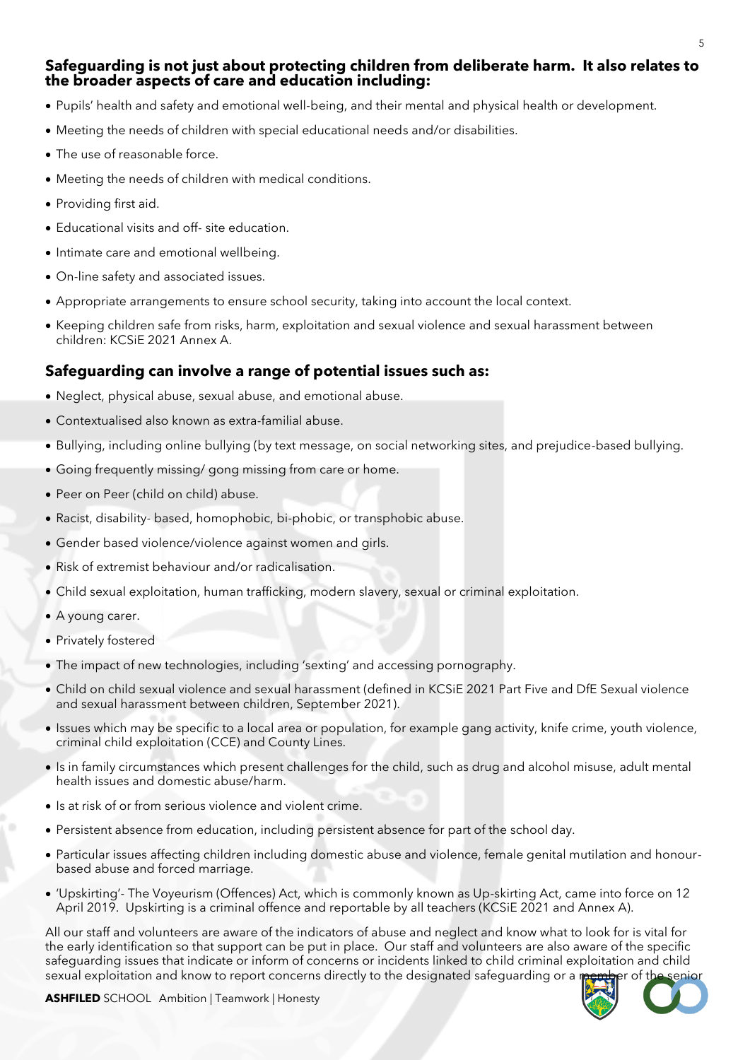**Safeguarding is not just about protecting children from deliberate harm. It also relates to the broader aspects of care and education including:**

- Pupils' health and safety and emotional well-being, and their mental and physical health or development.
- Meeting the needs of children with special educational needs and/or disabilities.
- The use of reasonable force.
- Meeting the needs of children with medical conditions.
- Providing first aid.
- Educational visits and off- site education.
- Intimate care and emotional wellbeing.
- On-line safety and associated issues.
- Appropriate arrangements to ensure school security, taking into account the local context.
- Keeping children safe from risks, harm, exploitation and sexual violence and sexual harassment between children: KCSiE 2021 Annex A.

## Safeguarding can involve a range of potential issues such as:

- Neglect, physical abuse, sexual abuse, and emotional abuse.
- Contextualised also known as extra-familial abuse.
- Bullying, including online bullying (by text message, on social networking sites, and prejudice-based bullying.
- Going frequently missing/ gong missing from care or home.
- Peer on Peer (child on child) abuse.
- Racist, disability- based, homophobic, bi-phobic, or transphobic abuse.
- Gender based violence/violence against women and girls.
- Risk of extremist behaviour and/or radicalisation.
- Child sexual exploitation, human trafficking, modern slavery, sexual or criminal exploitation.
- A young carer.
- Privately fostered
- The impact of new technologies, including 'sexting' and accessing pornography.
- Child on child sexual violence and sexual harassment (defined in KCSiE 2021 Part Five and DfE Sexual violence and sexual harassment between children, September 2021).
- Issues which may be specific to a local area or population, for example gang activity, knife crime, youth violence, criminal child exploitation (CCE) and County Lines.
- Is in family circumstances which present challenges for the child, such as drug and alcohol misuse, adult mental health issues and domestic abuse/harm.
- Is at risk of or from serious violence and violent crime.
- Persistent absence from education, including persistent absence for part of the school day.
- Particular issues affecting children including domestic abuse and violence, female genital mutilation and honour-based abuse and forced marriage.
- 'Upskirting'- The Voyeurism (Offences) Act, which is commonly known as Up-skirting Act, came into force on 12 April 2019. Upskirting is a criminal offence and reportable by all teachers (KCSiE 2021 and Annex A).

All our staff and volunteers are aware of the indicators of abuse and neglect and know what to look for is vital for the early identification so that support can be put in place. Our staff and volunteers are also aware of the specific safeguarding issues that indicate or inform of concerns or incidents linked to child criminal exploitation and child sexual exploitation and know to report concerns directly to the designated safeguarding or a member of the senior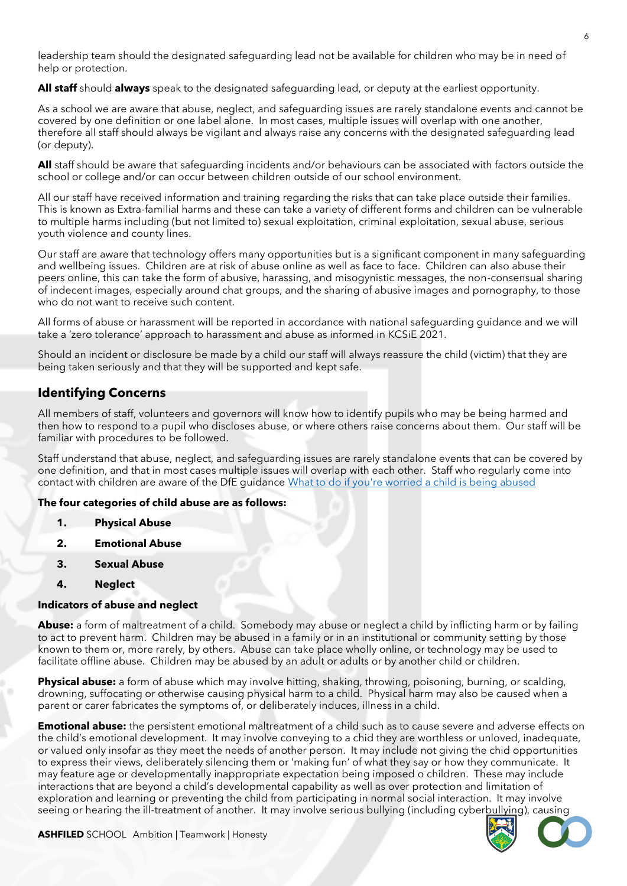leadership team should the designated safeguarding lead not be available for children who may be in need of help or protection.

**All staff** should **always** speak to the designated safeguarding lead, or deputy at the earliest opportunity.

As a school we are aware that abuse, neglect, and safeguarding issues are rarely standalone events and cannot be covered by one definition or one label alone. In most cases, multiple issues will overlap with one another, therefore all staff should always be vigilant and always raise any concerns with the designated safeguarding lead (or deputy).

**All** staff should be aware that safeguarding incidents and/or behaviours can be associated with factors outside the school or college and/or can occur between children outside of our school environment.

All our staff have received information and training regarding the risks that can take place outside their families. This is known as Extra-familial harms and these can take a variety of different forms and children can be vulnerable to multiple harms including (but not limited to) sexual exploitation, criminal exploitation, sexual abuse, serious youth violence and county lines.

Our staff are aware that technology offers many opportunities but is a significant component in many safeguarding and wellbeing issues. Children are at risk of abuse online as well as face to face. Children can also abuse their peers online, this can take the form of abusive, harassing, and misogynistic messages, the non-consensual sharing of indecent images, especially around chat groups, and the sharing of abusive images and pornography, to those who do not want to receive such content.

All forms of abuse or harassment will be reported in accordance with national safeguarding guidance and we will take a 'zero tolerance' approach to harassment and abuse as informed in KCSiE 2021.

Should an incident or disclosure be made by a child our staff will always reassure the child (victim) that they are being taken seriously and that they will be supported and kept safe.

## Identifying Concerns

All members of staff, volunteers and governors will know how to identify pupils who may be being harmed and then how to respond to a pupil who discloses abuse, or where others raise concerns about them. Our staff will be familiar with procedures to be followed.

Staff understand that abuse, neglect, and safeguarding issues are rarely standalone events that can be covered by one definition, and that in most cases multiple issues will overlap with each other. Staff who regularly come into contact with children are aware of the DfE guidance [What to do if you're worried a child is being abused]

**The four categories of child abuse are as follows:**

1. **Physical Abuse**
2. **Emotional Abuse**
3. **Sexual Abuse**
4. **Neglect**

**Indicators of abuse and neglect**

**Abuse:** a form of maltreatment of a child. Somebody may abuse or neglect a child by inflicting harm or by failing to act to prevent harm. Children may be abused in a family or in an institutional or community setting by those known to them or, more rarely, by others. Abuse can take place wholly online, or technology may be used to facilitate offline abuse. Children may be abused by an adult or adults or by another child or children.

**Physical abuse:** a form of abuse which may involve hitting, shaking, throwing, poisoning, burning, or scalding, drowning, suffocating or otherwise causing physical harm to a child. Physical harm may also be caused when a parent or carer fabricates the symptoms of, or deliberately induces, illness in a child.

**Emotional abuse:** the persistent emotional maltreatment of a child such as to cause severe and adverse effects on the child's emotional development. It may involve conveying to a chid they are worthless or unloved, inadequate, or valued only insofar as they meet the needs of another person. It may include not giving the chid opportunities to express their views, deliberately silencing them or 'making fun' of what they say or how they communicate. It may feature age or developmentally inappropriate expectation being imposed o children. These may include interactions that are beyond a child's developmental capability as well as over protection and limitation of exploration and learning or preventing the child from participating in normal social interaction. It may involve seeing or hearing the ill-treatment of another. It may involve serious bullying (including cyberbullying), causing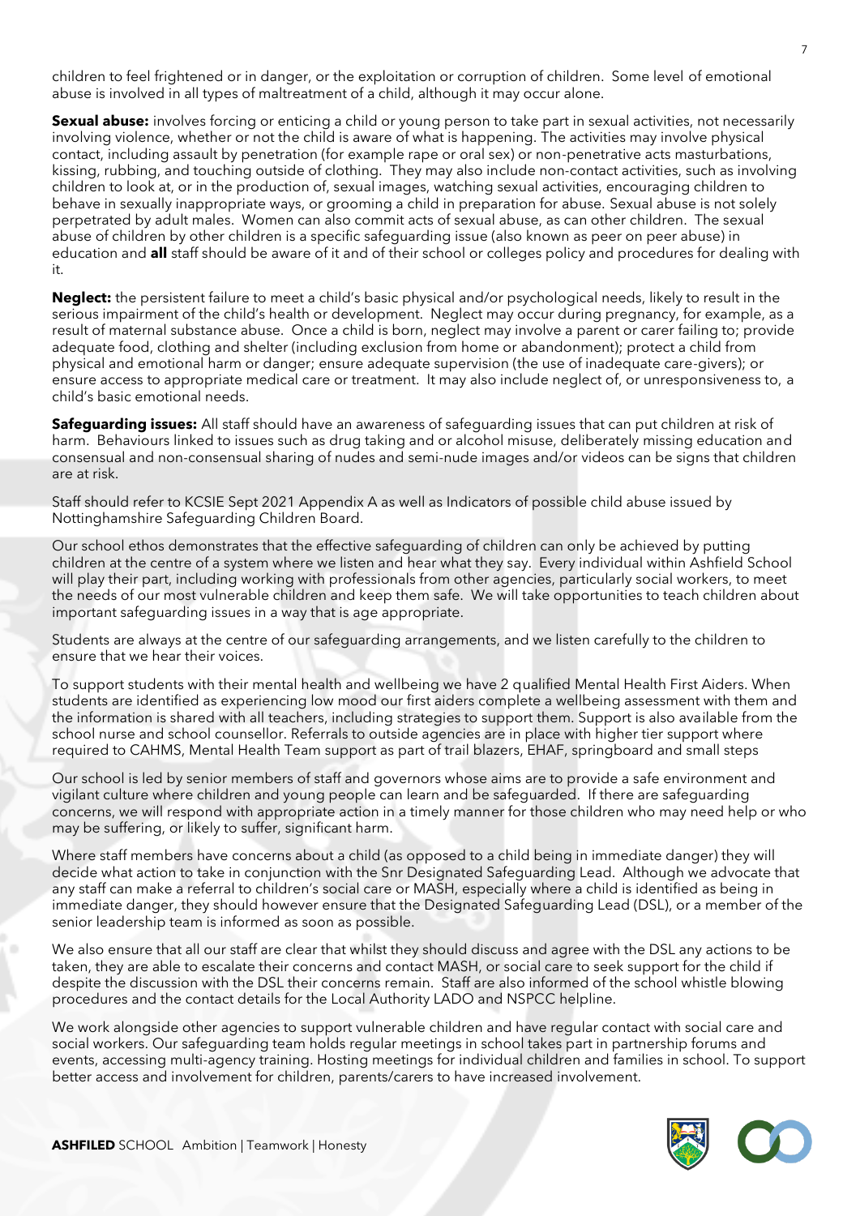children to feel frightened or in danger, or the exploitation or corruption of children. Some level of emotional abuse is involved in all types of maltreatment of a child, although it may occur alone.

**Sexual abuse:** involves forcing or enticing a child or young person to take part in sexual activities, not necessarily involving violence, whether or not the child is aware of what is happening. The activities may involve physical contact, including assault by penetration (for example rape or oral sex) or non-penetrative acts masturbations, kissing, rubbing, and touching outside of clothing. They may also include non-contact activities, such as involving children to look at, or in the production of, sexual images, watching sexual activities, encouraging children to behave in sexually inappropriate ways, or grooming a child in preparation for abuse. Sexual abuse is not solely perpetrated by adult males. Women can also commit acts of sexual abuse, as can other children. The sexual abuse of children by other children is a specific safeguarding issue (also known as peer on peer abuse) in education and **all** staff should be aware of it and of their school or colleges policy and procedures for dealing with it.

**Neglect:** the persistent failure to meet a child's basic physical and/or psychological needs, likely to result in the serious impairment of the child's health or development. Neglect may occur during pregnancy, for example, as a result of maternal substance abuse. Once a child is born, neglect may involve a parent or carer failing to; provide adequate food, clothing and shelter (including exclusion from home or abandonment); protect a child from physical and emotional harm or danger; ensure adequate supervision (the use of inadequate care-givers); or ensure access to appropriate medical care or treatment. It may also include neglect of, or unresponsiveness to, a child's basic emotional needs.

**Safeguarding issues:** All staff should have an awareness of safeguarding issues that can put children at risk of harm. Behaviours linked to issues such as drug taking and or alcohol misuse, deliberately missing education and consensual and non-consensual sharing of nudes and semi-nude images and/or videos can be signs that children are at risk.

Staff should refer to KCSIE Sept 2021 Appendix A as well as Indicators of possible child abuse issued by Nottinghamshire Safeguarding Children Board.

Our school ethos demonstrates that the effective safeguarding of children can only be achieved by putting children at the centre of a system where we listen and hear what they say. Every individual within Ashfield School will play their part, including working with professionals from other agencies, particularly social workers, to meet the needs of our most vulnerable children and keep them safe. We will take opportunities to teach children about important safeguarding issues in a way that is age appropriate.

Students are always at the centre of our safeguarding arrangements, and we listen carefully to the children to ensure that we hear their voices.

To support students with their mental health and wellbeing we have 2 qualified Mental Health First Aiders. When students are identified as experiencing low mood our first aiders complete a wellbeing assessment with them and the information is shared with all teachers, including strategies to support them. Support is also available from the school nurse and school counsellor. Referrals to outside agencies are in place with higher tier support where required to CAHMS, Mental Health Team support as part of trail blazers, EHAF, springboard and small steps

Our school is led by senior members of staff and governors whose aims are to provide a safe environment and vigilant culture where children and young people can learn and be safeguarded. If there are safeguarding concerns, we will respond with appropriate action in a timely manner for those children who may need help or who may be suffering, or likely to suffer, significant harm.

Where staff members have concerns about a child (as opposed to a child being in immediate danger) they will decide what action to take in conjunction with the Snr Designated Safeguarding Lead. Although we advocate that any staff can make a referral to children's social care or MASH, especially where a child is identified as being in immediate danger, they should however ensure that the Designated Safeguarding Lead (DSL), or a member of the senior leadership team is informed as soon as possible.

We also ensure that all our staff are clear that whilst they should discuss and agree with the DSL any actions to be taken, they are able to escalate their concerns and contact MASH, or social care to seek support for the child if despite the discussion with the DSL their concerns remain. Staff are also informed of the school whistle blowing procedures and the contact details for the Local Authority LADO and NSPCC helpline.

We work alongside other agencies to support vulnerable children and have regular contact with social care and social workers. Our safeguarding team holds regular meetings in school takes part in partnership forums and events, accessing multi-agency training. Hosting meetings for individual children and families in school. To support better access and involvement for children, parents/carers to have increased involvement.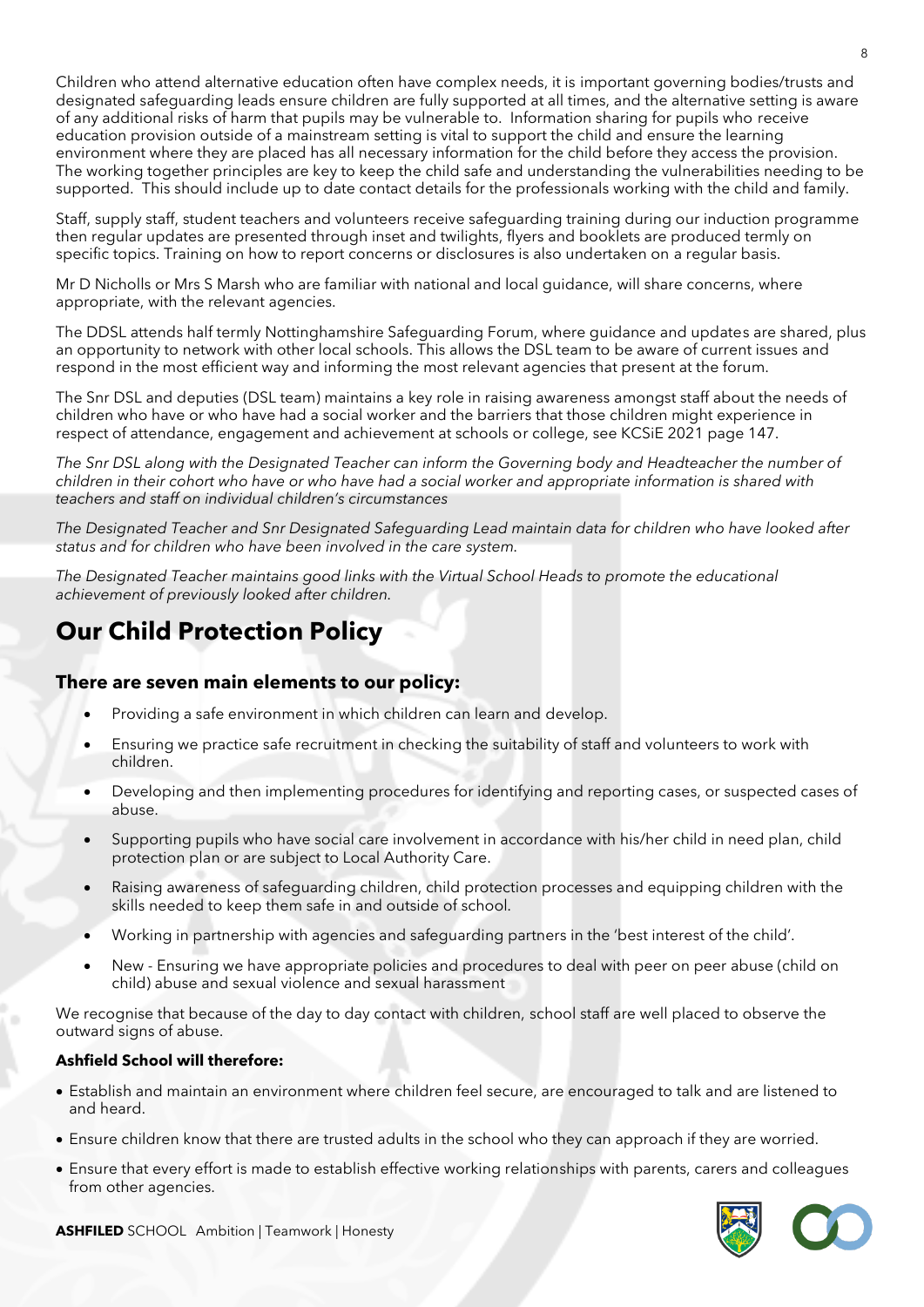Children who attend alternative education often have complex needs, it is important governing bodies/trusts and designated safeguarding leads ensure children are fully supported at all times, and the alternative setting is aware of any additional risks of harm that pupils may be vulnerable to. Information sharing for pupils who receive education provision outside of a mainstream setting is vital to support the child and ensure the learning environment where they are placed has all necessary information for the child before they access the provision. The working together principles are key to keep the child safe and understanding the vulnerabilities needing to be supported. This should include up to date contact details for the professionals working with the child and family.

Staff, supply staff, student teachers and volunteers receive safeguarding training during our induction programme then regular updates are presented through inset and twilights, flyers and booklets are produced termly on specific topics. Training on how to report concerns or disclosures is also undertaken on a regular basis.

Mr D Nicholls or Mrs S Marsh who are familiar with national and local guidance, will share concerns, where appropriate, with the relevant agencies.

The DDSL attends half termly Nottinghamshire Safeguarding Forum, where guidance and updates are shared, plus an opportunity to network with other local schools. This allows the DSL team to be aware of current issues and respond in the most efficient way and informing the most relevant agencies that present at the forum.

The Snr DSL and deputies (DSL team) maintains a key role in raising awareness amongst staff about the needs of children who have or who have had a social worker and the barriers that those children might experience in respect of attendance, engagement and achievement at schools or college, see KCSiE 2021 page 147.

*The Snr DSL along with the Designated Teacher can inform the Governing body and Headteacher the number of children in their cohort who have or who have had a social worker and appropriate information is shared with teachers and staff on individual children's circumstances*

*The Designated Teacher and Snr Designated Safeguarding Lead maintain data for children who have looked after status and for children who have been involved in the care system.*

*The Designated Teacher maintains good links with the Virtual School Heads to promote the educational achievement of previously looked after children.*

# Our Child Protection Policy

## There are seven main elements to our policy:

- Providing a safe environment in which children can learn and develop.
- Ensuring we practice safe recruitment in checking the suitability of staff and volunteers to work with children.
- Developing and then implementing procedures for identifying and reporting cases, or suspected cases of abuse.
- Supporting pupils who have social care involvement in accordance with his/her child in need plan, child protection plan or are subject to Local Authority Care.
- Raising awareness of safeguarding children, child protection processes and equipping children with the skills needed to keep them safe in and outside of school.
- Working in partnership with agencies and safeguarding partners in the 'best interest of the child'.
- New - Ensuring we have appropriate policies and procedures to deal with peer on peer abuse (child on child) abuse and sexual violence and sexual harassment

We recognise that because of the day to day contact with children, school staff are well placed to observe the outward signs of abuse.

**Ashfield School will therefore:**

- Establish and maintain an environment where children feel secure, are encouraged to talk and are listened to and heard.
- Ensure children know that there are trusted adults in the school who they can approach if they are worried.
- Ensure that every effort is made to establish effective working relationships with parents, carers and colleagues from other agencies.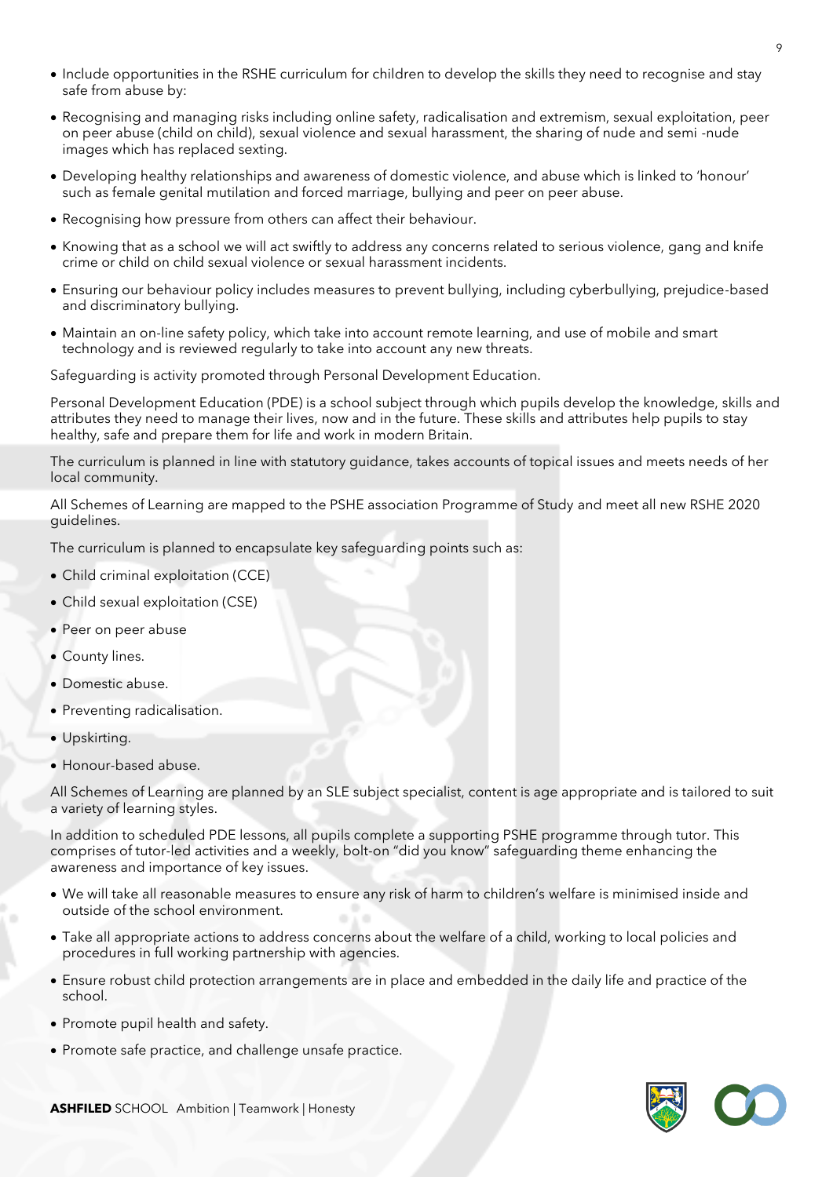- Include opportunities in the RSHE curriculum for children to develop the skills they need to recognise and stay safe from abuse by:
- Recognising and managing risks including online safety, radicalisation and extremism, sexual exploitation, peer on peer abuse (child on child), sexual violence and sexual harassment, the sharing of nude and semi -nude images which has replaced sexting.
- Developing healthy relationships and awareness of domestic violence, and abuse which is linked to 'honour' such as female genital mutilation and forced marriage, bullying and peer on peer abuse.
- Recognising how pressure from others can affect their behaviour.
- Knowing that as a school we will act swiftly to address any concerns related to serious violence, gang and knife crime or child on child sexual violence or sexual harassment incidents.
- Ensuring our behaviour policy includes measures to prevent bullying, including cyberbullying, prejudice-based and discriminatory bullying.
- Maintain an on-line safety policy, which take into account remote learning, and use of mobile and smart technology and is reviewed regularly to take into account any new threats.

Safeguarding is activity promoted through Personal Development Education.

Personal Development Education (PDE) is a school subject through which pupils develop the knowledge, skills and attributes they need to manage their lives, now and in the future. These skills and attributes help pupils to stay healthy, safe and prepare them for life and work in modern Britain.

The curriculum is planned in line with statutory guidance, takes accounts of topical issues and meets needs of her local community.

All Schemes of Learning are mapped to the PSHE association Programme of Study and meet all new RSHE 2020 guidelines.

The curriculum is planned to encapsulate key safeguarding points such as:

- Child criminal exploitation (CCE)
- Child sexual exploitation (CSE)
- Peer on peer abuse
- County lines.
- Domestic abuse.
- Preventing radicalisation.
- Upskirting.
- Honour-based abuse.

All Schemes of Learning are planned by an SLE subject specialist, content is age appropriate and is tailored to suit a variety of learning styles.

In addition to scheduled PDE lessons, all pupils complete a supporting PSHE programme through tutor. This comprises of tutor-led activities and a weekly, bolt-on "did you know" safeguarding theme enhancing the awareness and importance of key issues.

- We will take all reasonable measures to ensure any risk of harm to children's welfare is minimised inside and outside of the school environment.
- Take all appropriate actions to address concerns about the welfare of a child, working to local policies and procedures in full working partnership with agencies.
- Ensure robust child protection arrangements are in place and embedded in the daily life and practice of the school.
- Promote pupil health and safety.
- Promote safe practice, and challenge unsafe practice.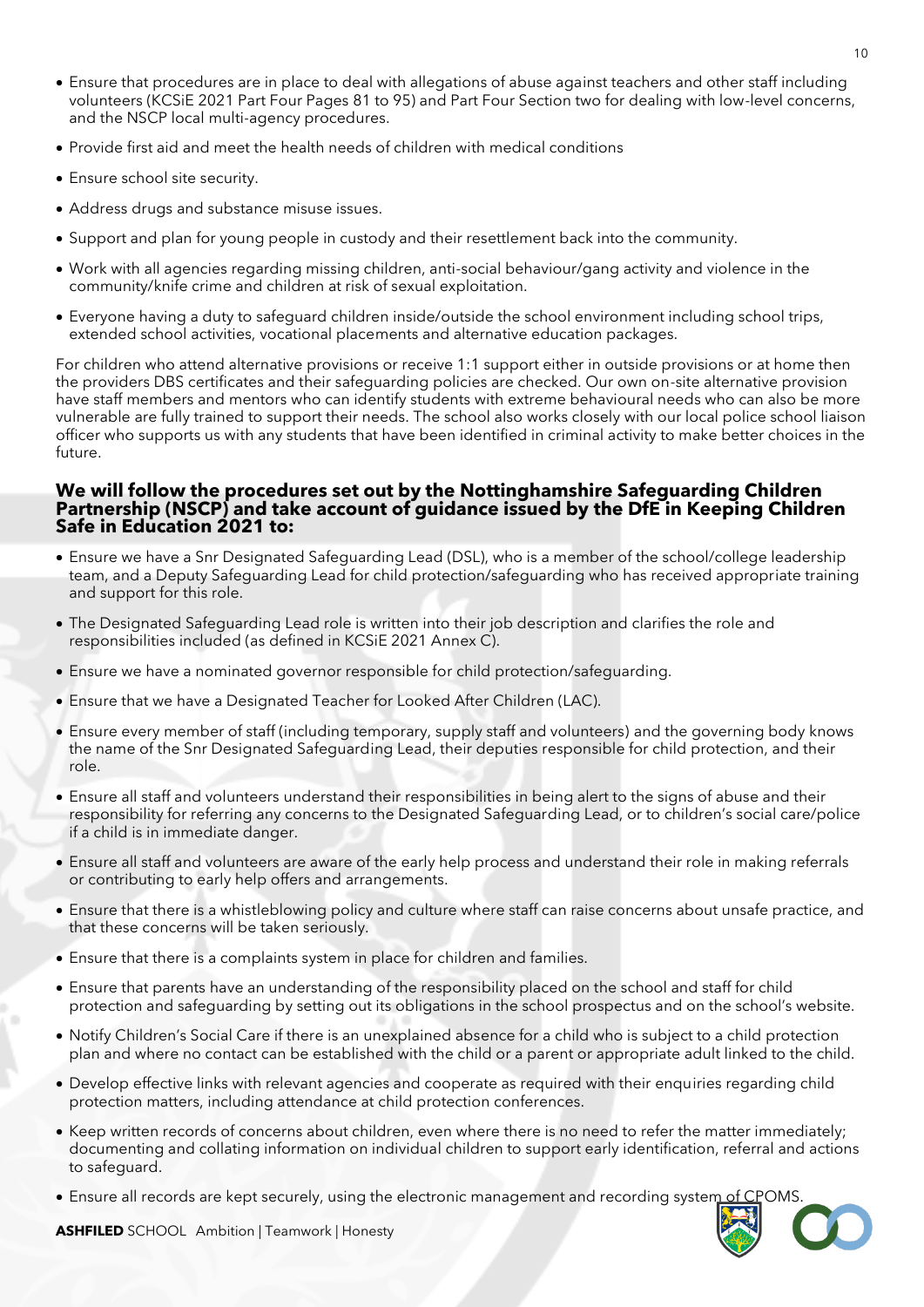- Ensure that procedures are in place to deal with allegations of abuse against teachers and other staff including volunteers (KCSiE 2021 Part Four Pages 81 to 95) and Part Four Section two for dealing with low-level concerns, and the NSCP local multi-agency procedures.
- Provide first aid and meet the health needs of children with medical conditions
- Ensure school site security.
- Address drugs and substance misuse issues.
- Support and plan for young people in custody and their resettlement back into the community.
- Work with all agencies regarding missing children, anti-social behaviour/gang activity and violence in the community/knife crime and children at risk of sexual exploitation.
- Everyone having a duty to safeguard children inside/outside the school environment including school trips, extended school activities, vocational placements and alternative education packages.

For children who attend alternative provisions or receive 1:1 support either in outside provisions or at home then the providers DBS certificates and their safeguarding policies are checked. Our own on-site alternative provision have staff members and mentors who can identify students with extreme behavioural needs who can also be more vulnerable are fully trained to support their needs. The school also works closely with our local police school liaison officer who supports us with any students that have been identified in criminal activity to make better choices in the future.

### We will follow the procedures set out by the Nottinghamshire Safeguarding Children Partnership (NSCP) and take account of guidance issued by the DfE in Keeping Children Safe in Education 2021 to:

- Ensure we have a Snr Designated Safeguarding Lead (DSL), who is a member of the school/college leadership team, and a Deputy Safeguarding Lead for child protection/safeguarding who has received appropriate training and support for this role.
- The Designated Safeguarding Lead role is written into their job description and clarifies the role and responsibilities included (as defined in KCSiE 2021 Annex C).
- Ensure we have a nominated governor responsible for child protection/safeguarding.
- Ensure that we have a Designated Teacher for Looked After Children (LAC).
- Ensure every member of staff (including temporary, supply staff and volunteers) and the governing body knows the name of the Snr Designated Safeguarding Lead, their deputies responsible for child protection, and their role.
- Ensure all staff and volunteers understand their responsibilities in being alert to the signs of abuse and their responsibility for referring any concerns to the Designated Safeguarding Lead, or to children's social care/police if a child is in immediate danger.
- Ensure all staff and volunteers are aware of the early help process and understand their role in making referrals or contributing to early help offers and arrangements.
- Ensure that there is a whistleblowing policy and culture where staff can raise concerns about unsafe practice, and that these concerns will be taken seriously.
- Ensure that there is a complaints system in place for children and families.
- Ensure that parents have an understanding of the responsibility placed on the school and staff for child protection and safeguarding by setting out its obligations in the school prospectus and on the school's website.
- Notify Children's Social Care if there is an unexplained absence for a child who is subject to a child protection plan and where no contact can be established with the child or a parent or appropriate adult linked to the child.
- Develop effective links with relevant agencies and cooperate as required with their enquiries regarding child protection matters, including attendance at child protection conferences.
- Keep written records of concerns about children, even where there is no need to refer the matter immediately; documenting and collating information on individual children to support early identification, referral and actions to safeguard.
- Ensure all records are kept securely, using the electronic management and recording system of CPOMS.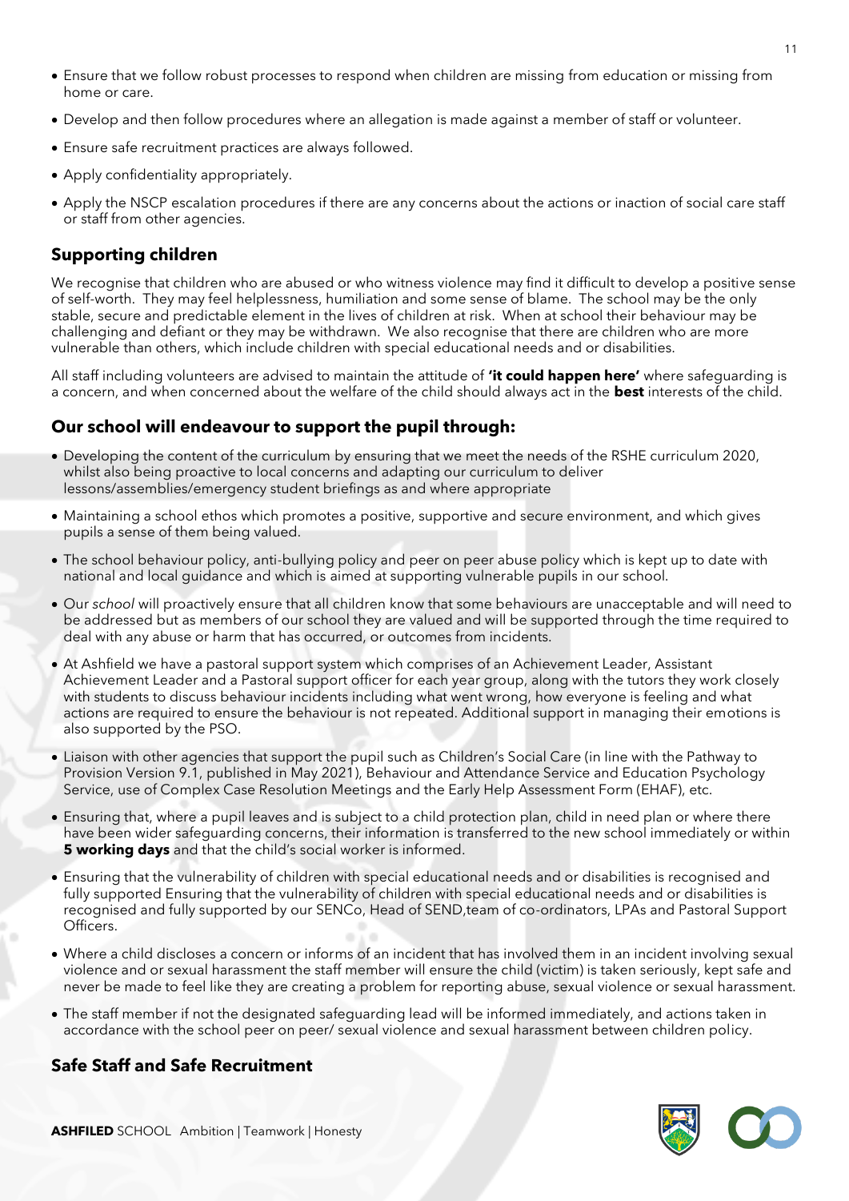- Ensure that we follow robust processes to respond when children are missing from education or missing from home or care.
- Develop and then follow procedures where an allegation is made against a member of staff or volunteer.
- Ensure safe recruitment practices are always followed.
- Apply confidentiality appropriately.
- Apply the NSCP escalation procedures if there are any concerns about the actions or inaction of social care staff or staff from other agencies.

## Supporting children

We recognise that children who are abused or who witness violence may find it difficult to develop a positive sense of self-worth. They may feel helplessness, humiliation and some sense of blame. The school may be the only stable, secure and predictable element in the lives of children at risk. When at school their behaviour may be challenging and defiant or they may be withdrawn. We also recognise that there are children who are more vulnerable than others, which include children with special educational needs and or disabilities.

All staff including volunteers are advised to maintain the attitude of **'it could happen here'** where safeguarding is a concern, and when concerned about the welfare of the child should always act in the **best** interests of the child.

## Our school will endeavour to support the pupil through:

- Developing the content of the curriculum by ensuring that we meet the needs of the RSHE curriculum 2020, whilst also being proactive to local concerns and adapting our curriculum to deliver lessons/assemblies/emergency student briefings as and where appropriate
- Maintaining a school ethos which promotes a positive, supportive and secure environment, and which gives pupils a sense of them being valued.
- The school behaviour policy, anti-bullying policy and peer on peer abuse policy which is kept up to date with national and local guidance and which is aimed at supporting vulnerable pupils in our school.
- Our *school* will proactively ensure that all children know that some behaviours are unacceptable and will need to be addressed but as members of our school they are valued and will be supported through the time required to deal with any abuse or harm that has occurred, or outcomes from incidents.
- At Ashfield we have a pastoral support system which comprises of an Achievement Leader, Assistant Achievement Leader and a Pastoral support officer for each year group, along with the tutors they work closely with students to discuss behaviour incidents including what went wrong, how everyone is feeling and what actions are required to ensure the behaviour is not repeated. Additional support in managing their emotions is also supported by the PSO.
- Liaison with other agencies that support the pupil such as Children's Social Care (in line with the Pathway to Provision Version 9.1, published in May 2021), Behaviour and Attendance Service and Education Psychology Service, use of Complex Case Resolution Meetings and the Early Help Assessment Form (EHAF), etc.
- Ensuring that, where a pupil leaves and is subject to a child protection plan, child in need plan or where there have been wider safeguarding concerns, their information is transferred to the new school immediately or within **5 working days** and that the child's social worker is informed.
- Ensuring that the vulnerability of children with special educational needs and or disabilities is recognised and fully supported Ensuring that the vulnerability of children with special educational needs and or disabilities is recognised and fully supported by our SENCo, Head of SEND,team of co-ordinators, LPAs and Pastoral Support Officers.
- Where a child discloses a concern or informs of an incident that has involved them in an incident involving sexual violence and or sexual harassment the staff member will ensure the child (victim) is taken seriously, kept safe and never be made to feel like they are creating a problem for reporting abuse, sexual violence or sexual harassment.
- The staff member if not the designated safeguarding lead will be informed immediately, and actions taken in accordance with the school peer on peer/ sexual violence and sexual harassment between children policy.

## Safe Staff and Safe Recruitment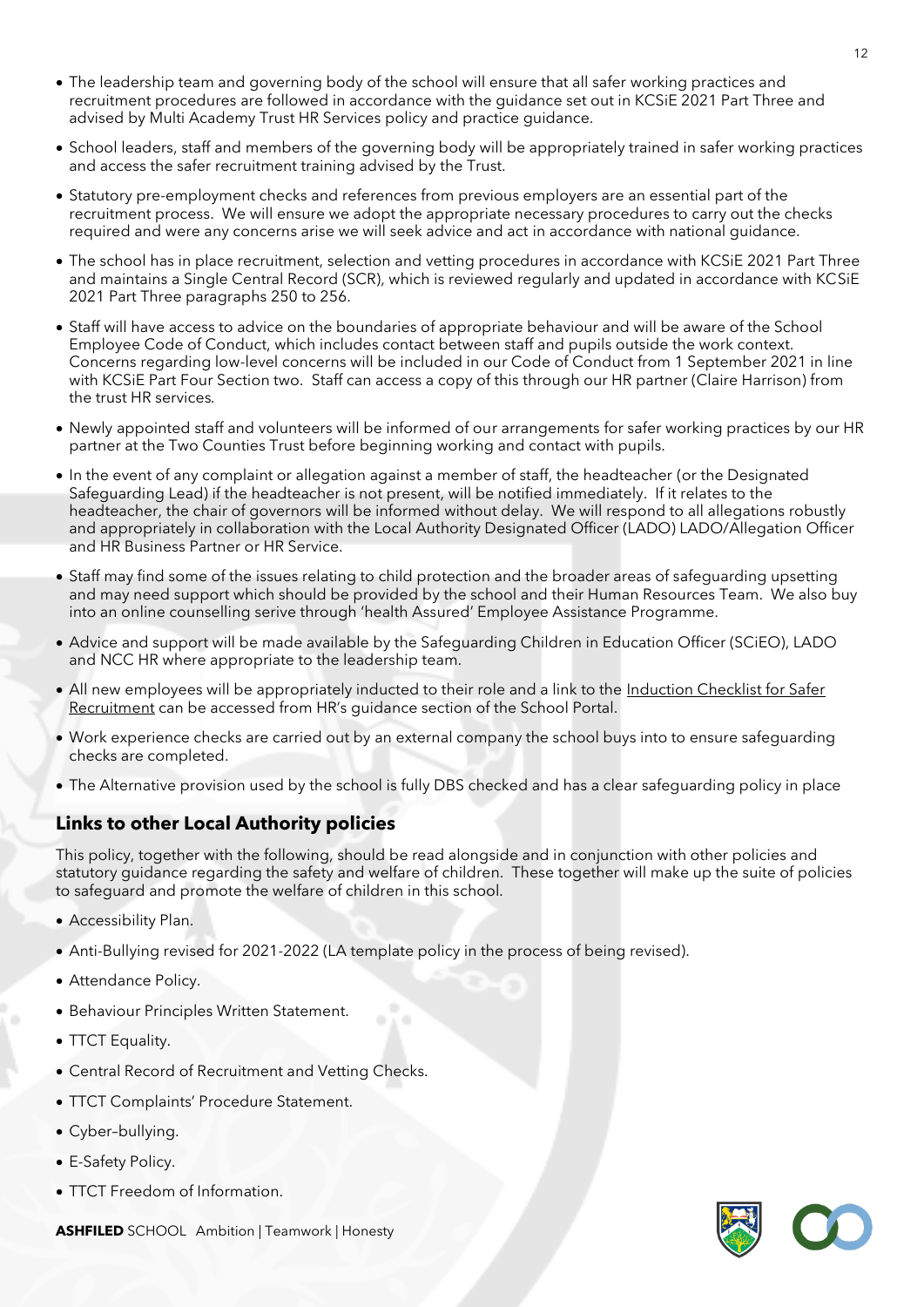- The leadership team and governing body of the school will ensure that all safer working practices and recruitment procedures are followed in accordance with the guidance set out in KCSiE 2021 Part Three and advised by Multi Academy Trust HR Services policy and practice guidance.
- School leaders, staff and members of the governing body will be appropriately trained in safer working practices and access the safer recruitment training advised by the Trust.
- Statutory pre-employment checks and references from previous employers are an essential part of the recruitment process. We will ensure we adopt the appropriate necessary procedures to carry out the checks required and were any concerns arise we will seek advice and act in accordance with national guidance.
- The school has in place recruitment, selection and vetting procedures in accordance with KCSiE 2021 Part Three and maintains a Single Central Record (SCR), which is reviewed regularly and updated in accordance with KCSiE 2021 Part Three paragraphs 250 to 256.
- Staff will have access to advice on the boundaries of appropriate behaviour and will be aware of the School Employee Code of Conduct, which includes contact between staff and pupils outside the work context. Concerns regarding low-level concerns will be included in our Code of Conduct from 1 September 2021 in line with KCSiE Part Four Section two. Staff can access a copy of this through our HR partner (Claire Harrison) from the trust HR services.
- Newly appointed staff and volunteers will be informed of our arrangements for safer working practices by our HR partner at the Two Counties Trust before beginning working and contact with pupils.
- In the event of any complaint or allegation against a member of staff, the headteacher (or the Designated Safeguarding Lead) if the headteacher is not present, will be notified immediately. If it relates to the headteacher, the chair of governors will be informed without delay. We will respond to all allegations robustly and appropriately in collaboration with the Local Authority Designated Officer (LADO) LADO/Allegation Officer and HR Business Partner or HR Service.
- Staff may find some of the issues relating to child protection and the broader areas of safeguarding upsetting and may need support which should be provided by the school and their Human Resources Team. We also buy into an online counselling serive through 'health Assured' Employee Assistance Programme.
- Advice and support will be made available by the Safeguarding Children in Education Officer (SCiEO), LADO and NCC HR where appropriate to the leadership team.
- All new employees will be appropriately inducted to their role and a link to the Induction Checklist for Safer Recruitment can be accessed from HR's guidance section of the School Portal.
- Work experience checks are carried out by an external company the school buys into to ensure safeguarding checks are completed.
- The Alternative provision used by the school is fully DBS checked and has a clear safeguarding policy in place

## Links to other Local Authority policies

This policy, together with the following, should be read alongside and in conjunction with other policies and statutory guidance regarding the safety and welfare of children. These together will make up the suite of policies to safeguard and promote the welfare of children in this school.

- Accessibility Plan.
- Anti-Bullying revised for 2021-2022 (LA template policy in the process of being revised).
- Attendance Policy.
- Behaviour Principles Written Statement.
- TTCT Equality.
- Central Record of Recruitment and Vetting Checks.
- TTCT Complaints' Procedure Statement.
- Cyber–bullying.
- E-Safety Policy.
- TTCT Freedom of Information.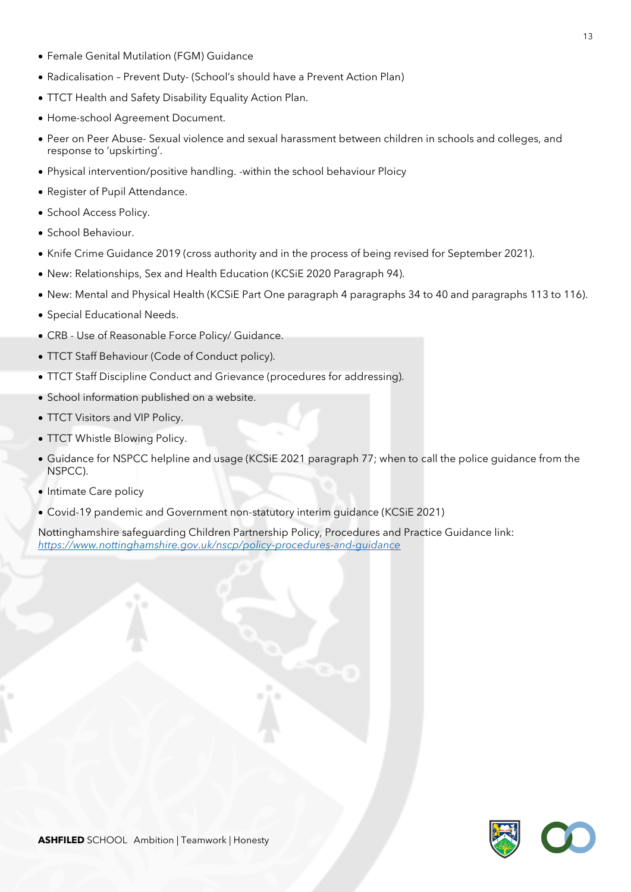- Female Genital Mutilation (FGM) Guidance
- Radicalisation – Prevent Duty- (School's should have a Prevent Action Plan)
- TTCT Health and Safety Disability Equality Action Plan.
- Home-school Agreement Document.
- Peer on Peer Abuse- Sexual violence and sexual harassment between children in schools and colleges, and response to 'upskirting'.
- Physical intervention/positive handling. -within the school behaviour Ploicy
- Register of Pupil Attendance.
- School Access Policy.
- School Behaviour.
- Knife Crime Guidance 2019 (cross authority and in the process of being revised for September 2021).
- New: Relationships, Sex and Health Education (KCSiE 2020 Paragraph 94).
- New: Mental and Physical Health (KCSiE Part One paragraph 4 paragraphs 34 to 40 and paragraphs 113 to 116).
- Special Educational Needs.
- CRB - Use of Reasonable Force Policy/ Guidance.
- TTCT Staff Behaviour (Code of Conduct policy).
- TTCT Staff Discipline Conduct and Grievance (procedures for addressing).
- School information published on a website.
- TTCT Visitors and VIP Policy.
- TTCT Whistle Blowing Policy.
- Guidance for NSPCC helpline and usage (KCSiE 2021 paragraph 77; when to call the police guidance from the NSPCC).
- Intimate Care policy
- Covid-19 pandemic and Government non-statutory interim guidance (KCSiE 2021)

Nottinghamshire safeguarding Children Partnership Policy, Procedures and Practice Guidance link: *https://www.nottinghamshire.gov.uk/nscp/policy-procedures-and-guidance*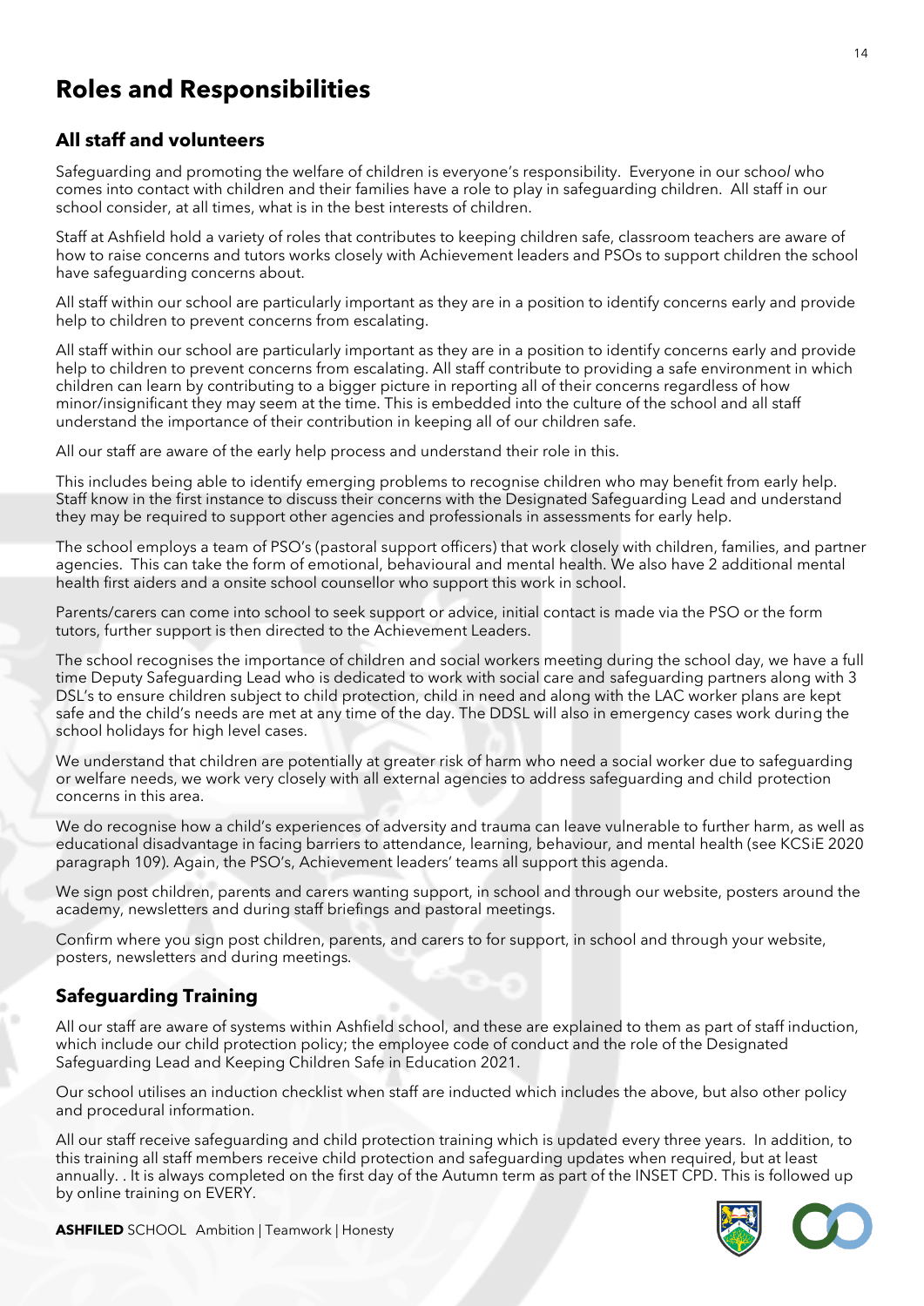# Roles and Responsibilities

## All staff and volunteers

Safeguarding and promoting the welfare of children is everyone's responsibility. Everyone in our school who comes into contact with children and their families have a role to play in safeguarding children. All staff in our school consider, at all times, what is in the best interests of children.

Staff at Ashfield hold a variety of roles that contributes to keeping children safe, classroom teachers are aware of how to raise concerns and tutors works closely with Achievement leaders and PSOs to support children the school have safeguarding concerns about.

All staff within our school are particularly important as they are in a position to identify concerns early and provide help to children to prevent concerns from escalating.

All staff within our school are particularly important as they are in a position to identify concerns early and provide help to children to prevent concerns from escalating. All staff contribute to providing a safe environment in which children can learn by contributing to a bigger picture in reporting all of their concerns regardless of how minor/insignificant they may seem at the time. This is embedded into the culture of the school and all staff understand the importance of their contribution in keeping all of our children safe.

All our staff are aware of the early help process and understand their role in this.

This includes being able to identify emerging problems to recognise children who may benefit from early help. Staff know in the first instance to discuss their concerns with the Designated Safeguarding Lead and understand they may be required to support other agencies and professionals in assessments for early help.

The school employs a team of PSO's (pastoral support officers) that work closely with children, families, and partner agencies. This can take the form of emotional, behavioural and mental health. We also have 2 additional mental health first aiders and a onsite school counsellor who support this work in school.

Parents/carers can come into school to seek support or advice, initial contact is made via the PSO or the form tutors, further support is then directed to the Achievement Leaders.

The school recognises the importance of children and social workers meeting during the school day, we have a full time Deputy Safeguarding Lead who is dedicated to work with social care and safeguarding partners along with 3 DSL's to ensure children subject to child protection, child in need and along with the LAC worker plans are kept safe and the child's needs are met at any time of the day. The DDSL will also in emergency cases work during the school holidays for high level cases.

We understand that children are potentially at greater risk of harm who need a social worker due to safeguarding or welfare needs, we work very closely with all external agencies to address safeguarding and child protection concerns in this area.

We do recognise how a child's experiences of adversity and trauma can leave vulnerable to further harm, as well as educational disadvantage in facing barriers to attendance, learning, behaviour, and mental health (see KCSiE 2020 paragraph 109). Again, the PSO's, Achievement leaders' teams all support this agenda.

We sign post children, parents and carers wanting support, in school and through our website, posters around the academy, newsletters and during staff briefings and pastoral meetings.

Confirm where you sign post children, parents, and carers to for support, in school and through your website, posters, newsletters and during meetings.

## Safeguarding Training

All our staff are aware of systems within Ashfield school, and these are explained to them as part of staff induction, which include our child protection policy; the employee code of conduct and the role of the Designated Safeguarding Lead and Keeping Children Safe in Education 2021.

Our school utilises an induction checklist when staff are inducted which includes the above, but also other policy and procedural information.

All our staff receive safeguarding and child protection training which is updated every three years. In addition, to this training all staff members receive child protection and safeguarding updates when required, but at least annually. . It is always completed on the first day of the Autumn term as part of the INSET CPD. This is followed up by online training on EVERY.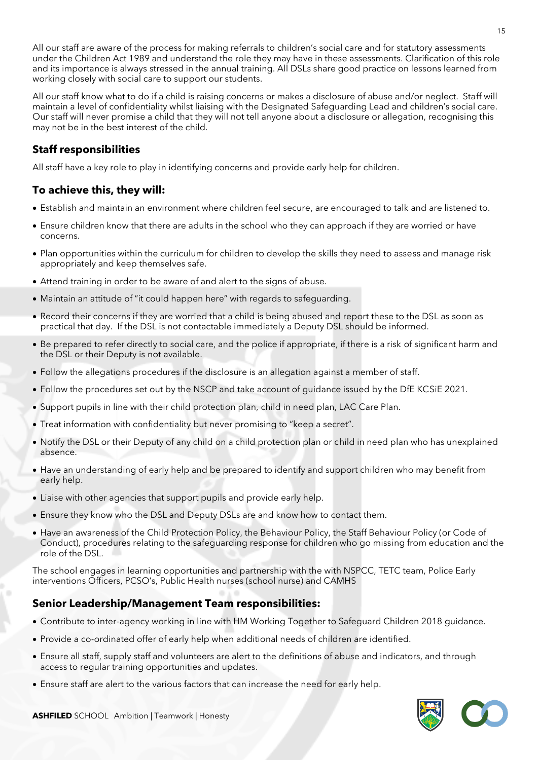All our staff are aware of the process for making referrals to children's social care and for statutory assessments under the Children Act 1989 and understand the role they may have in these assessments. Clarification of this role and its importance is always stressed in the annual training. All DSLs share good practice on lessons learned from working closely with social care to support our students.

All our staff know what to do if a child is raising concerns or makes a disclosure of abuse and/or neglect. Staff will maintain a level of confidentiality whilst liaising with the Designated Safeguarding Lead and children's social care. Our staff will never promise a child that they will not tell anyone about a disclosure or allegation, recognising this may not be in the best interest of the child.

## Staff responsibilities

All staff have a key role to play in identifying concerns and provide early help for children.

## To achieve this, they will:

- Establish and maintain an environment where children feel secure, are encouraged to talk and are listened to.
- Ensure children know that there are adults in the school who they can approach if they are worried or have concerns.
- Plan opportunities within the curriculum for children to develop the skills they need to assess and manage risk appropriately and keep themselves safe.
- Attend training in order to be aware of and alert to the signs of abuse.
- Maintain an attitude of "it could happen here" with regards to safeguarding.
- Record their concerns if they are worried that a child is being abused and report these to the DSL as soon as practical that day. If the DSL is not contactable immediately a Deputy DSL should be informed.
- Be prepared to refer directly to social care, and the police if appropriate, if there is a risk of significant harm and the DSL or their Deputy is not available.
- Follow the allegations procedures if the disclosure is an allegation against a member of staff.
- Follow the procedures set out by the NSCP and take account of guidance issued by the DfE KCSiE 2021.
- Support pupils in line with their child protection plan, child in need plan, LAC Care Plan.
- Treat information with confidentiality but never promising to "keep a secret".
- Notify the DSL or their Deputy of any child on a child protection plan or child in need plan who has unexplained absence.
- Have an understanding of early help and be prepared to identify and support children who may benefit from early help.
- Liaise with other agencies that support pupils and provide early help.
- Ensure they know who the DSL and Deputy DSLs are and know how to contact them.
- Have an awareness of the Child Protection Policy, the Behaviour Policy, the Staff Behaviour Policy (or Code of Conduct), procedures relating to the safeguarding response for children who go missing from education and the role of the DSL.

The school engages in learning opportunities and partnership with the with NSPCC, TETC team, Police Early interventions Officers, PCSO's, Public Health nurses (school nurse) and CAMHS

## Senior Leadership/Management Team responsibilities:

- Contribute to inter-agency working in line with HM Working Together to Safeguard Children 2018 guidance.
- Provide a co-ordinated offer of early help when additional needs of children are identified.
- Ensure all staff, supply staff and volunteers are alert to the definitions of abuse and indicators, and through access to regular training opportunities and updates.
- Ensure staff are alert to the various factors that can increase the need for early help.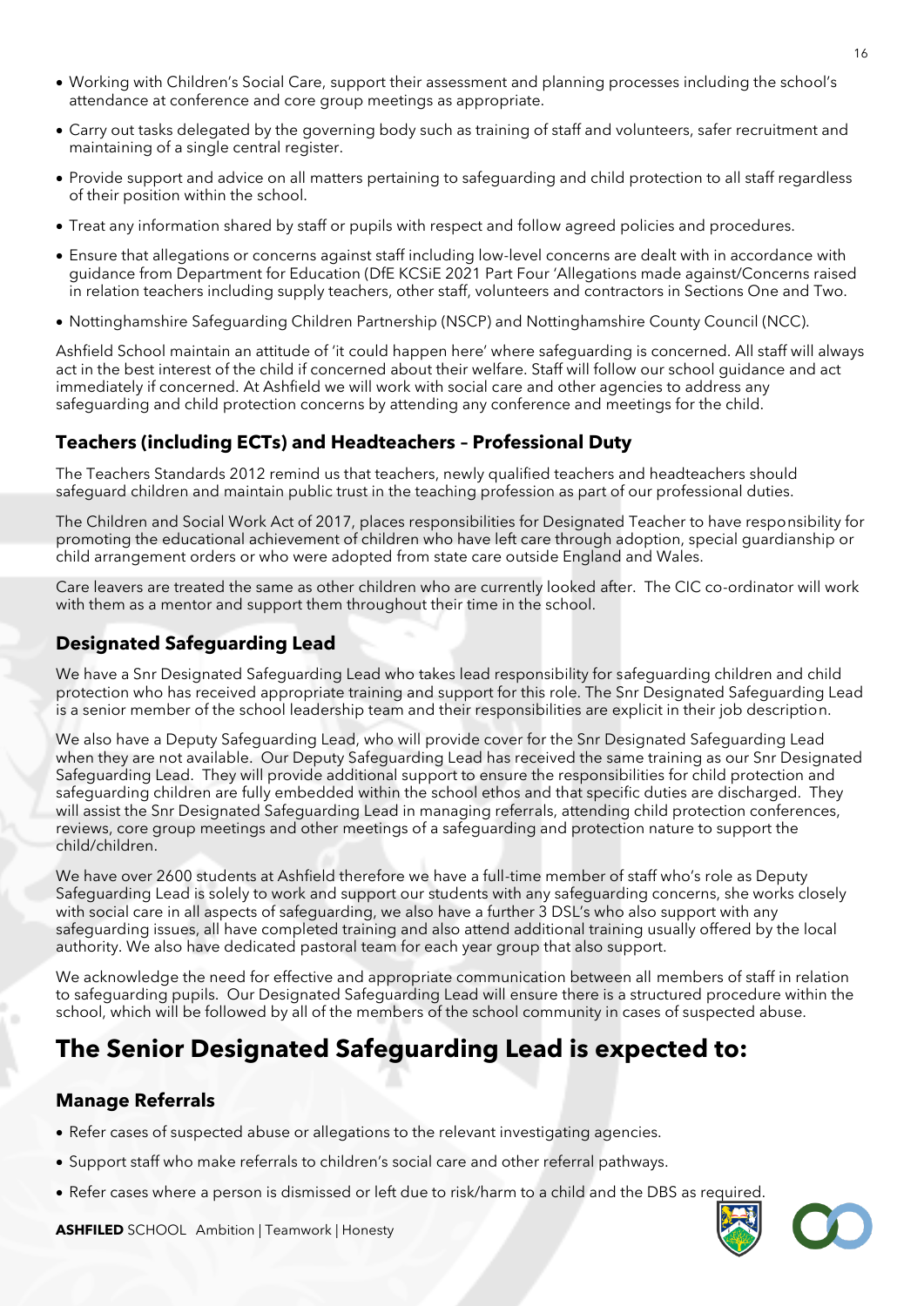- Working with Children's Social Care, support their assessment and planning processes including the school's attendance at conference and core group meetings as appropriate.
- Carry out tasks delegated by the governing body such as training of staff and volunteers, safer recruitment and maintaining of a single central register.
- Provide support and advice on all matters pertaining to safeguarding and child protection to all staff regardless of their position within the school.
- Treat any information shared by staff or pupils with respect and follow agreed policies and procedures.
- Ensure that allegations or concerns against staff including low-level concerns are dealt with in accordance with guidance from Department for Education (DfE KCSiE 2021 Part Four 'Allegations made against/Concerns raised in relation teachers including supply teachers, other staff, volunteers and contractors in Sections One and Two.
- Nottinghamshire Safeguarding Children Partnership (NSCP) and Nottinghamshire County Council (NCC).

Ashfield School maintain an attitude of 'it could happen here' where safeguarding is concerned. All staff will always act in the best interest of the child if concerned about their welfare. Staff will follow our school guidance and act immediately if concerned. At Ashfield we will work with social care and other agencies to address any safeguarding and child protection concerns by attending any conference and meetings for the child.

### Teachers (including ECTs) and Headteachers – Professional Duty

The Teachers Standards 2012 remind us that teachers, newly qualified teachers and headteachers should safeguard children and maintain public trust in the teaching profession as part of our professional duties.

The Children and Social Work Act of 2017, places responsibilities for Designated Teacher to have responsibility for promoting the educational achievement of children who have left care through adoption, special guardianship or child arrangement orders or who were adopted from state care outside England and Wales.

Care leavers are treated the same as other children who are currently looked after. The CIC co-ordinator will work with them as a mentor and support them throughout their time in the school.

### Designated Safeguarding Lead

We have a Snr Designated Safeguarding Lead who takes lead responsibility for safeguarding children and child protection who has received appropriate training and support for this role. The Snr Designated Safeguarding Lead is a senior member of the school leadership team and their responsibilities are explicit in their job description.

We also have a Deputy Safeguarding Lead, who will provide cover for the Snr Designated Safeguarding Lead when they are not available. Our Deputy Safeguarding Lead has received the same training as our Snr Designated Safeguarding Lead. They will provide additional support to ensure the responsibilities for child protection and safeguarding children are fully embedded within the school ethos and that specific duties are discharged. They will assist the Snr Designated Safeguarding Lead in managing referrals, attending child protection conferences, reviews, core group meetings and other meetings of a safeguarding and protection nature to support the child/children.

We have over 2600 students at Ashfield therefore we have a full-time member of staff who's role as Deputy Safeguarding Lead is solely to work and support our students with any safeguarding concerns, she works closely with social care in all aspects of safeguarding, we also have a further 3 DSL's who also support with any safeguarding issues, all have completed training and also attend additional training usually offered by the local authority. We also have dedicated pastoral team for each year group that also support.

We acknowledge the need for effective and appropriate communication between all members of staff in relation to safeguarding pupils. Our Designated Safeguarding Lead will ensure there is a structured procedure within the school, which will be followed by all of the members of the school community in cases of suspected abuse.

## The Senior Designated Safeguarding Lead is expected to:

### Manage Referrals

- Refer cases of suspected abuse or allegations to the relevant investigating agencies.
- Support staff who make referrals to children's social care and other referral pathways.
- Refer cases where a person is dismissed or left due to risk/harm to a child and the DBS as required.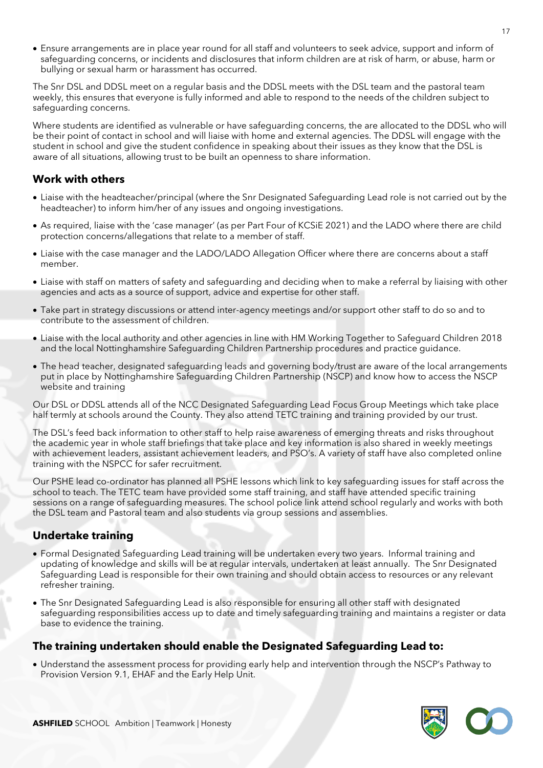- Ensure arrangements are in place year round for all staff and volunteers to seek advice, support and inform of safeguarding concerns, or incidents and disclosures that inform children are at risk of harm, or abuse, harm or bullying or sexual harm or harassment has occurred.

The Snr DSL and DDSL meet on a regular basis and the DDSL meets with the DSL team and the pastoral team weekly, this ensures that everyone is fully informed and able to respond to the needs of the children subject to safeguarding concerns.

Where students are identified as vulnerable or have safeguarding concerns, the are allocated to the DDSL who will be their point of contact in school and will liaise with home and external agencies. The DDSL will engage with the student in school and give the student confidence in speaking about their issues as they know that the DSL is aware of all situations, allowing trust to be built an openness to share information.

## Work with others

- Liaise with the headteacher/principal (where the Snr Designated Safeguarding Lead role is not carried out by the headteacher) to inform him/her of any issues and ongoing investigations.
- As required, liaise with the 'case manager' (as per Part Four of KCSiE 2021) and the LADO where there are child protection concerns/allegations that relate to a member of staff.
- Liaise with the case manager and the LADO/LADO Allegation Officer where there are concerns about a staff member.
- Liaise with staff on matters of safety and safeguarding and deciding when to make a referral by liaising with other agencies and acts as a source of support, advice and expertise for other staff.
- Take part in strategy discussions or attend inter-agency meetings and/or support other staff to do so and to contribute to the assessment of children.
- Liaise with the local authority and other agencies in line with HM Working Together to Safeguard Children 2018 and the local Nottinghamshire Safeguarding Children Partnership procedures and practice guidance.
- The head teacher, designated safeguarding leads and governing body/trust are aware of the local arrangements put in place by Nottinghamshire Safeguarding Children Partnership (NSCP) and know how to access the NSCP website and training

Our DSL or DDSL attends all of the NCC Designated Safeguarding Lead Focus Group Meetings which take place half termly at schools around the County. They also attend TETC training and training provided by our trust.

The DSL's feed back information to other staff to help raise awareness of emerging threats and risks throughout the academic year in whole staff briefings that take place and key information is also shared in weekly meetings with achievement leaders, assistant achievement leaders, and PSO's. A variety of staff have also completed online training with the NSPCC for safer recruitment.

Our PSHE lead co-ordinator has planned all PSHE lessons which link to key safeguarding issues for staff across the school to teach. The TETC team have provided some staff training, and staff have attended specific training sessions on a range of safeguarding measures. The school police link attend school regularly and works with both the DSL team and Pastoral team and also students via group sessions and assemblies.

## Undertake training

- Formal Designated Safeguarding Lead training will be undertaken every two years. Informal training and updating of knowledge and skills will be at regular intervals, undertaken at least annually. The Snr Designated Safeguarding Lead is responsible for their own training and should obtain access to resources or any relevant refresher training.
- The Snr Designated Safeguarding Lead is also responsible for ensuring all other staff with designated safeguarding responsibilities access up to date and timely safeguarding training and maintains a register or data base to evidence the training.

## The training undertaken should enable the Designated Safeguarding Lead to:

- Understand the assessment process for providing early help and intervention through the NSCP's Pathway to Provision Version 9.1, EHAF and the Early Help Unit.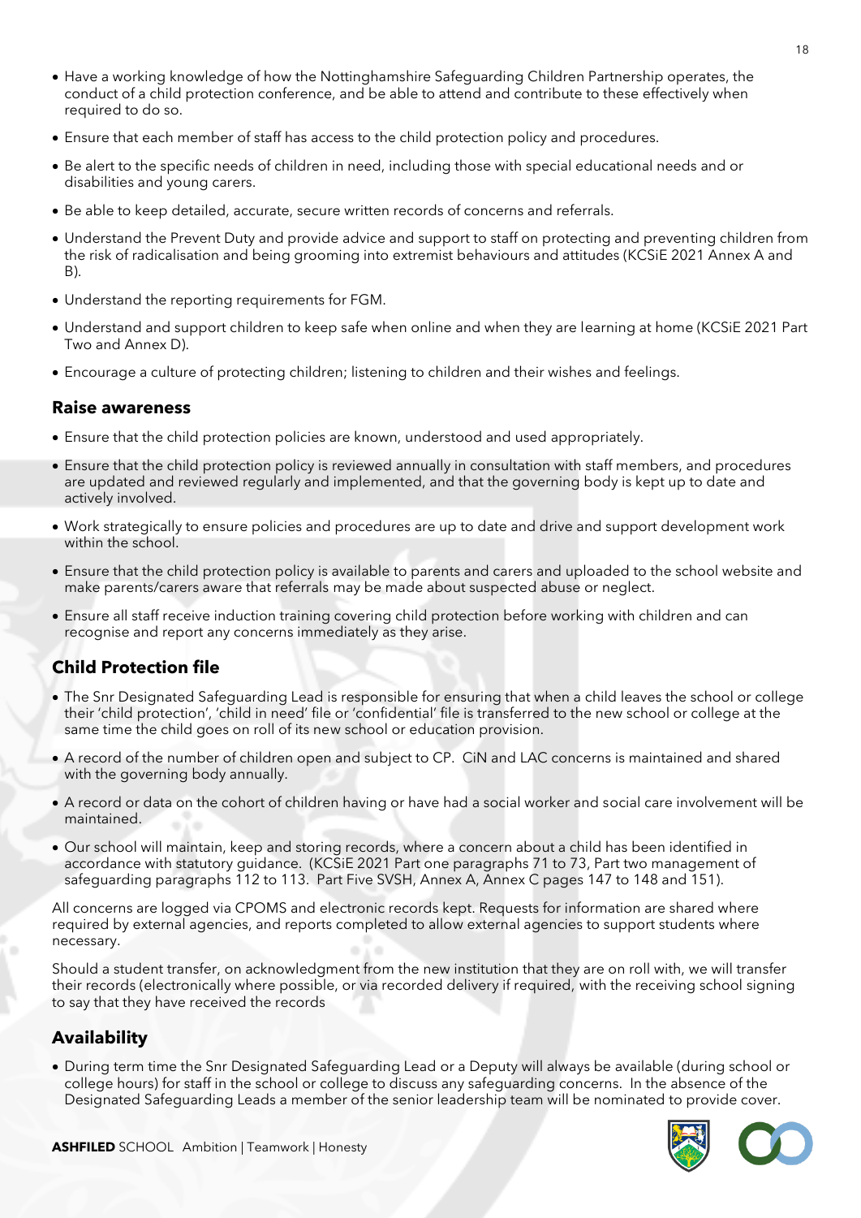- Have a working knowledge of how the Nottinghamshire Safeguarding Children Partnership operates, the conduct of a child protection conference, and be able to attend and contribute to these effectively when required to do so.
- Ensure that each member of staff has access to the child protection policy and procedures.
- Be alert to the specific needs of children in need, including those with special educational needs and or disabilities and young carers.
- Be able to keep detailed, accurate, secure written records of concerns and referrals.
- Understand the Prevent Duty and provide advice and support to staff on protecting and preventing children from the risk of radicalisation and being grooming into extremist behaviours and attitudes (KCSiE 2021 Annex A and B).
- Understand the reporting requirements for FGM.
- Understand and support children to keep safe when online and when they are learning at home (KCSiE 2021 Part Two and Annex D).
- Encourage a culture of protecting children; listening to children and their wishes and feelings.

## Raise awareness

- Ensure that the child protection policies are known, understood and used appropriately.
- Ensure that the child protection policy is reviewed annually in consultation with staff members, and procedures are updated and reviewed regularly and implemented, and that the governing body is kept up to date and actively involved.
- Work strategically to ensure policies and procedures are up to date and drive and support development work within the school.
- Ensure that the child protection policy is available to parents and carers and uploaded to the school website and make parents/carers aware that referrals may be made about suspected abuse or neglect.
- Ensure all staff receive induction training covering child protection before working with children and can recognise and report any concerns immediately as they arise.

## Child Protection file

- The Snr Designated Safeguarding Lead is responsible for ensuring that when a child leaves the school or college their 'child protection', 'child in need' file or 'confidential' file is transferred to the new school or college at the same time the child goes on roll of its new school or education provision.
- A record of the number of children open and subject to CP. CiN and LAC concerns is maintained and shared with the governing body annually.
- A record or data on the cohort of children having or have had a social worker and social care involvement will be maintained.
- Our school will maintain, keep and storing records, where a concern about a child has been identified in accordance with statutory guidance. (KCSiE 2021 Part one paragraphs 71 to 73, Part two management of safeguarding paragraphs 112 to 113. Part Five SVSH, Annex A, Annex C pages 147 to 148 and 151).

All concerns are logged via CPOMS and electronic records kept. Requests for information are shared where required by external agencies, and reports completed to allow external agencies to support students where necessary.

Should a student transfer, on acknowledgment from the new institution that they are on roll with, we will transfer their records (electronically where possible, or via recorded delivery if required, with the receiving school signing to say that they have received the records

## Availability

- During term time the Snr Designated Safeguarding Lead or a Deputy will always be available (during school or college hours) for staff in the school or college to discuss any safeguarding concerns. In the absence of the Designated Safeguarding Leads a member of the senior leadership team will be nominated to provide cover.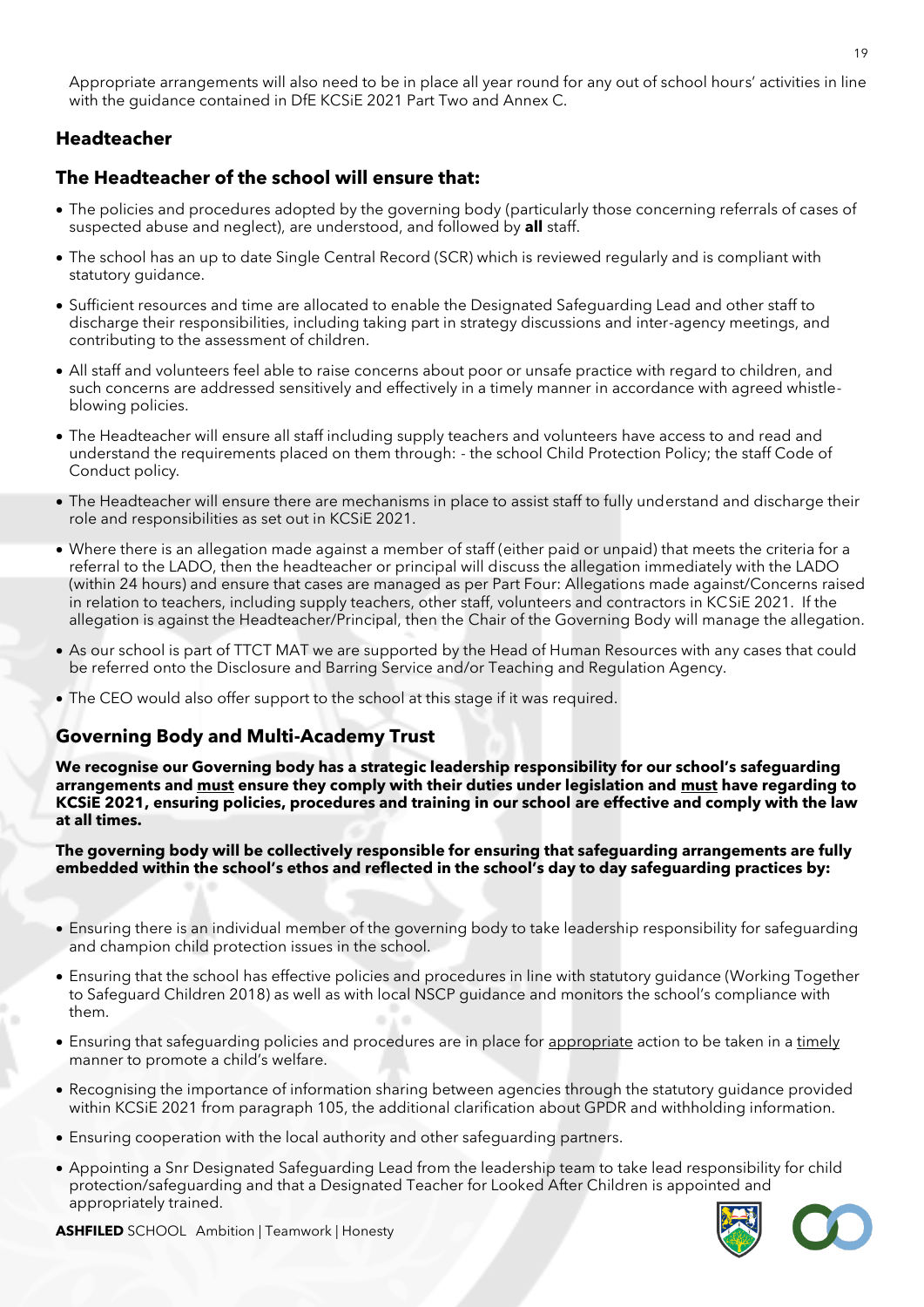Appropriate arrangements will also need to be in place all year round for any out of school hours' activities in line with the guidance contained in DfE KCSiE 2021 Part Two and Annex C.

## Headteacher

## The Headteacher of the school will ensure that:

- The policies and procedures adopted by the governing body (particularly those concerning referrals of cases of suspected abuse and neglect), are understood, and followed by **all** staff.
- The school has an up to date Single Central Record (SCR) which is reviewed regularly and is compliant with statutory guidance.
- Sufficient resources and time are allocated to enable the Designated Safeguarding Lead and other staff to discharge their responsibilities, including taking part in strategy discussions and inter-agency meetings, and contributing to the assessment of children.
- All staff and volunteers feel able to raise concerns about poor or unsafe practice with regard to children, and such concerns are addressed sensitively and effectively in a timely manner in accordance with agreed whistle-blowing policies.
- The Headteacher will ensure all staff including supply teachers and volunteers have access to and read and understand the requirements placed on them through: - the school Child Protection Policy; the staff Code of Conduct policy.
- The Headteacher will ensure there are mechanisms in place to assist staff to fully understand and discharge their role and responsibilities as set out in KCSiE 2021.
- Where there is an allegation made against a member of staff (either paid or unpaid) that meets the criteria for a referral to the LADO, then the headteacher or principal will discuss the allegation immediately with the LADO (within 24 hours) and ensure that cases are managed as per Part Four: Allegations made against/Concerns raised in relation to teachers, including supply teachers, other staff, volunteers and contractors in KCSiE 2021. If the allegation is against the Headteacher/Principal, then the Chair of the Governing Body will manage the allegation.
- As our school is part of TTCT MAT we are supported by the Head of Human Resources with any cases that could be referred onto the Disclosure and Barring Service and/or Teaching and Regulation Agency.
- The CEO would also offer support to the school at this stage if it was required.

## Governing Body and Multi-Academy Trust

**We recognise our Governing body has a strategic leadership responsibility for our school's safeguarding arrangements and must ensure they comply with their duties under legislation and must have regarding to KCSiE 2021, ensuring policies, procedures and training in our school are effective and comply with the law at all times.**

**The governing body will be collectively responsible for ensuring that safeguarding arrangements are fully embedded within the school's ethos and reflected in the school's day to day safeguarding practices by:**

- Ensuring there is an individual member of the governing body to take leadership responsibility for safeguarding and champion child protection issues in the school.
- Ensuring that the school has effective policies and procedures in line with statutory guidance (Working Together to Safeguard Children 2018) as well as with local NSCP guidance and monitors the school's compliance with them.
- Ensuring that safeguarding policies and procedures are in place for appropriate action to be taken in a timely manner to promote a child's welfare.
- Recognising the importance of information sharing between agencies through the statutory guidance provided within KCSiE 2021 from paragraph 105, the additional clarification about GPDR and withholding information.
- Ensuring cooperation with the local authority and other safeguarding partners.
- Appointing a Snr Designated Safeguarding Lead from the leadership team to take lead responsibility for child protection/safeguarding and that a Designated Teacher for Looked After Children is appointed and appropriately trained.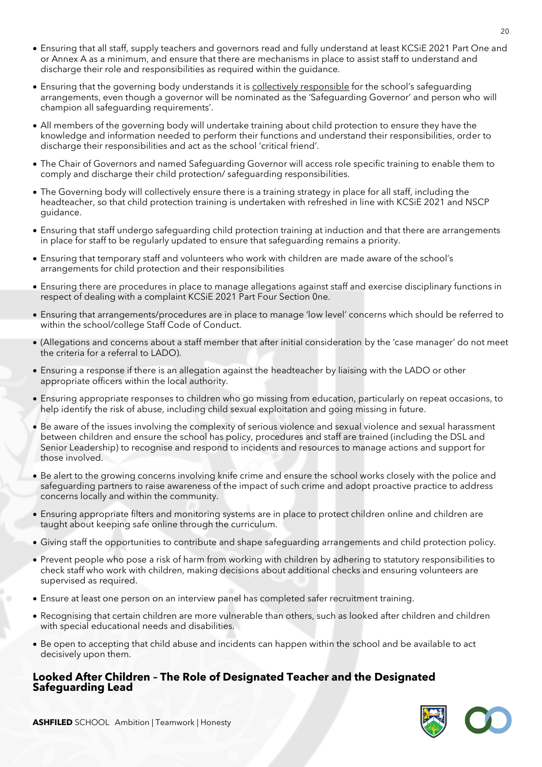- Ensuring that all staff, supply teachers and governors read and fully understand at least KCSiE 2021 Part One and or Annex A as a minimum, and ensure that there are mechanisms in place to assist staff to understand and discharge their role and responsibilities as required within the guidance.
- Ensuring that the governing body understands it is collectively responsible for the school's safeguarding arrangements, even though a governor will be nominated as the 'Safeguarding Governor' and person who will champion all safeguarding requirements'.
- All members of the governing body will undertake training about child protection to ensure they have the knowledge and information needed to perform their functions and understand their responsibilities, order to discharge their responsibilities and act as the school 'critical friend'.
- The Chair of Governors and named Safeguarding Governor will access role specific training to enable them to comply and discharge their child protection/ safeguarding responsibilities.
- The Governing body will collectively ensure there is a training strategy in place for all staff, including the headteacher, so that child protection training is undertaken with refreshed in line with KCSiE 2021 and NSCP guidance.
- Ensuring that staff undergo safeguarding child protection training at induction and that there are arrangements in place for staff to be regularly updated to ensure that safeguarding remains a priority.
- Ensuring that temporary staff and volunteers who work with children are made aware of the school's arrangements for child protection and their responsibilities
- Ensuring there are procedures in place to manage allegations against staff and exercise disciplinary functions in respect of dealing with a complaint KCSiE 2021 Part Four Section 0ne.
- Ensuring that arrangements/procedures are in place to manage 'low level' concerns which should be referred to within the school/college Staff Code of Conduct.
- (Allegations and concerns about a staff member that after initial consideration by the 'case manager' do not meet the criteria for a referral to LADO).
- Ensuring a response if there is an allegation against the headteacher by liaising with the LADO or other appropriate officers within the local authority.
- Ensuring appropriate responses to children who go missing from education, particularly on repeat occasions, to help identify the risk of abuse, including child sexual exploitation and going missing in future.
- Be aware of the issues involving the complexity of serious violence and sexual violence and sexual harassment between children and ensure the school has policy, procedures and staff are trained (including the DSL and Senior Leadership) to recognise and respond to incidents and resources to manage actions and support for those involved.
- Be alert to the growing concerns involving knife crime and ensure the school works closely with the police and safeguarding partners to raise awareness of the impact of such crime and adopt proactive practice to address concerns locally and within the community.
- Ensuring appropriate filters and monitoring systems are in place to protect children online and children are taught about keeping safe online through the curriculum.
- Giving staff the opportunities to contribute and shape safeguarding arrangements and child protection policy.
- Prevent people who pose a risk of harm from working with children by adhering to statutory responsibilities to check staff who work with children, making decisions about additional checks and ensuring volunteers are supervised as required.
- Ensure at least one person on an interview panel has completed safer recruitment training.
- Recognising that certain children are more vulnerable than others, such as looked after children and children with special educational needs and disabilities.
- Be open to accepting that child abuse and incidents can happen within the school and be available to act decisively upon them.

## Looked After Children – The Role of Designated Teacher and the Designated Safeguarding Lead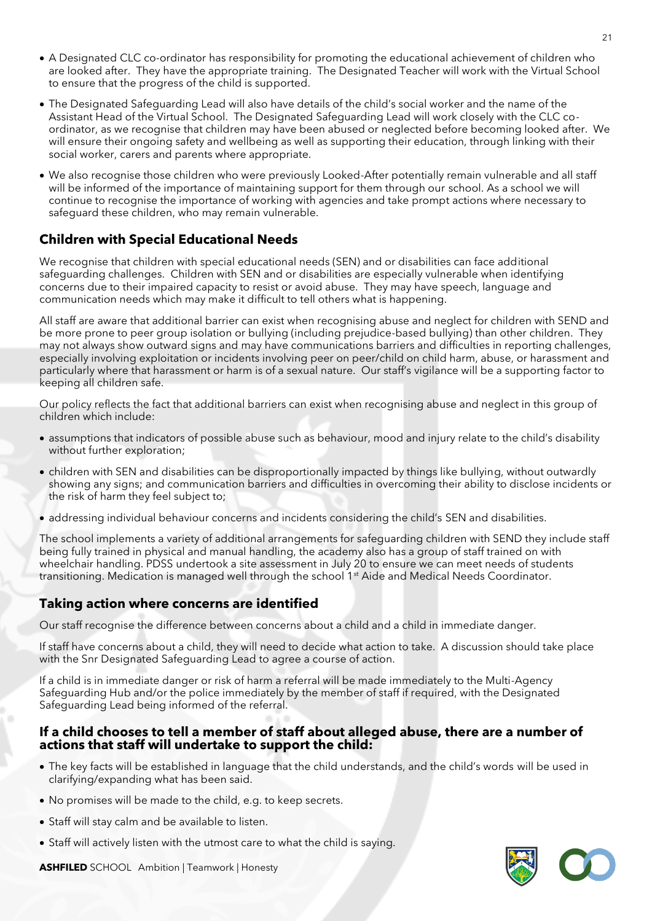- A Designated CLC co-ordinator has responsibility for promoting the educational achievement of children who are looked after. They have the appropriate training. The Designated Teacher will work with the Virtual School to ensure that the progress of the child is supported.
- The Designated Safeguarding Lead will also have details of the child's social worker and the name of the Assistant Head of the Virtual School. The Designated Safeguarding Lead will work closely with the CLC co-ordinator, as we recognise that children may have been abused or neglected before becoming looked after. We will ensure their ongoing safety and wellbeing as well as supporting their education, through linking with their social worker, carers and parents where appropriate.
- We also recognise those children who were previously Looked-After potentially remain vulnerable and all staff will be informed of the importance of maintaining support for them through our school. As a school we will continue to recognise the importance of working with agencies and take prompt actions where necessary to safeguard these children, who may remain vulnerable.

## Children with Special Educational Needs

We recognise that children with special educational needs (SEN) and or disabilities can face additional safeguarding challenges. Children with SEN and or disabilities are especially vulnerable when identifying concerns due to their impaired capacity to resist or avoid abuse. They may have speech, language and communication needs which may make it difficult to tell others what is happening.

All staff are aware that additional barrier can exist when recognising abuse and neglect for children with SEND and be more prone to peer group isolation or bullying (including prejudice-based bullying) than other children. They may not always show outward signs and may have communications barriers and difficulties in reporting challenges, especially involving exploitation or incidents involving peer on peer/child on child harm, abuse, or harassment and particularly where that harassment or harm is of a sexual nature. Our staff's vigilance will be a supporting factor to keeping all children safe.

Our policy reflects the fact that additional barriers can exist when recognising abuse and neglect in this group of children which include:

- assumptions that indicators of possible abuse such as behaviour, mood and injury relate to the child's disability without further exploration;
- children with SEN and disabilities can be disproportionally impacted by things like bullying, without outwardly showing any signs; and communication barriers and difficulties in overcoming their ability to disclose incidents or the risk of harm they feel subject to;
- addressing individual behaviour concerns and incidents considering the child's SEN and disabilities.

The school implements a variety of additional arrangements for safeguarding children with SEND they include staff being fully trained in physical and manual handling, the academy also has a group of staff trained on with wheelchair handling. PDSS undertook a site assessment in July 20 to ensure we can meet needs of students transitioning. Medication is managed well through the school 1st Aide and Medical Needs Coordinator.

## Taking action where concerns are identified

Our staff recognise the difference between concerns about a child and a child in immediate danger.

If staff have concerns about a child, they will need to decide what action to take. A discussion should take place with the Snr Designated Safeguarding Lead to agree a course of action.

If a child is in immediate danger or risk of harm a referral will be made immediately to the Multi-Agency Safeguarding Hub and/or the police immediately by the member of staff if required, with the Designated Safeguarding Lead being informed of the referral.

### If a child chooses to tell a member of staff about alleged abuse, there are a number of actions that staff will undertake to support the child:

- The key facts will be established in language that the child understands, and the child's words will be used in clarifying/expanding what has been said.
- No promises will be made to the child, e.g. to keep secrets.
- Staff will stay calm and be available to listen.
- Staff will actively listen with the utmost care to what the child is saying.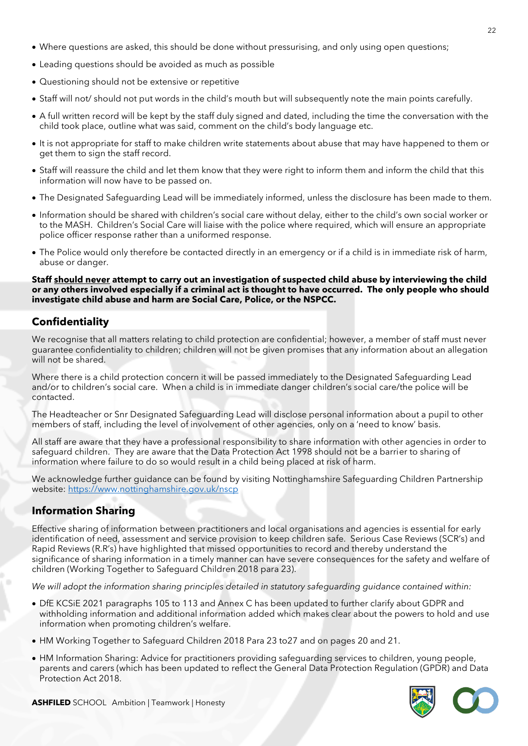- Where questions are asked, this should be done without pressurising, and only using open questions;
- Leading questions should be avoided as much as possible
- Questioning should not be extensive or repetitive
- Staff will not/ should not put words in the child's mouth but will subsequently note the main points carefully.
- A full written record will be kept by the staff duly signed and dated, including the time the conversation with the child took place, outline what was said, comment on the child's body language etc.
- It is not appropriate for staff to make children write statements about abuse that may have happened to them or get them to sign the staff record.
- Staff will reassure the child and let them know that they were right to inform them and inform the child that this information will now have to be passed on.
- The Designated Safeguarding Lead will be immediately informed, unless the disclosure has been made to them.
- Information should be shared with children's social care without delay, either to the child's own social worker or to the MASH. Children's Social Care will liaise with the police where required, which will ensure an appropriate police officer response rather than a uniformed response.
- The Police would only therefore be contacted directly in an emergency or if a child is in immediate risk of harm, abuse or danger.

**Staff <u>should never</u> attempt to carry out an investigation of suspected child abuse by interviewing the child or any others involved especially if a criminal act is thought to have occurred. The only people who should investigate child abuse and harm are Social Care, Police, or the NSPCC.**

## Confidentiality

We recognise that all matters relating to child protection are confidential; however, a member of staff must never guarantee confidentiality to children; children will not be given promises that any information about an allegation will not be shared.

Where there is a child protection concern it will be passed immediately to the Designated Safeguarding Lead and/or to children's social care. When a child is in immediate danger children's social care/the police will be contacted.

The Headteacher or Snr Designated Safeguarding Lead will disclose personal information about a pupil to other members of staff, including the level of involvement of other agencies, only on a 'need to know' basis.

All staff are aware that they have a professional responsibility to share information with other agencies in order to safeguard children. They are aware that the Data Protection Act 1998 should not be a barrier to sharing of information where failure to do so would result in a child being placed at risk of harm.

We acknowledge further guidance can be found by visiting Nottinghamshire Safeguarding Children Partnership website: https://www.nottinghamshire.gov.uk/nscp

## Information Sharing

Effective sharing of information between practitioners and local organisations and agencies is essential for early identification of need, assessment and service provision to keep children safe. Serious Case Reviews (SCR's) and Rapid Reviews (R.R's) have highlighted that missed opportunities to record and thereby understand the significance of sharing information in a timely manner can have severe consequences for the safety and welfare of children (Working Together to Safeguard Children 2018 para 23).

*We will adopt the information sharing principles detailed in statutory safeguarding guidance contained within:*

- DfE KCSiE 2021 paragraphs 105 to 113 and Annex C has been updated to further clarify about GDPR and withholding information and additional information added which makes clear about the powers to hold and use information when promoting children's welfare.
- HM Working Together to Safeguard Children 2018 Para 23 to27 and on pages 20 and 21.
- HM Information Sharing: Advice for practitioners providing safeguarding services to children, young people, parents and carers (which has been updated to reflect the General Data Protection Regulation (GPDR) and Data Protection Act 2018.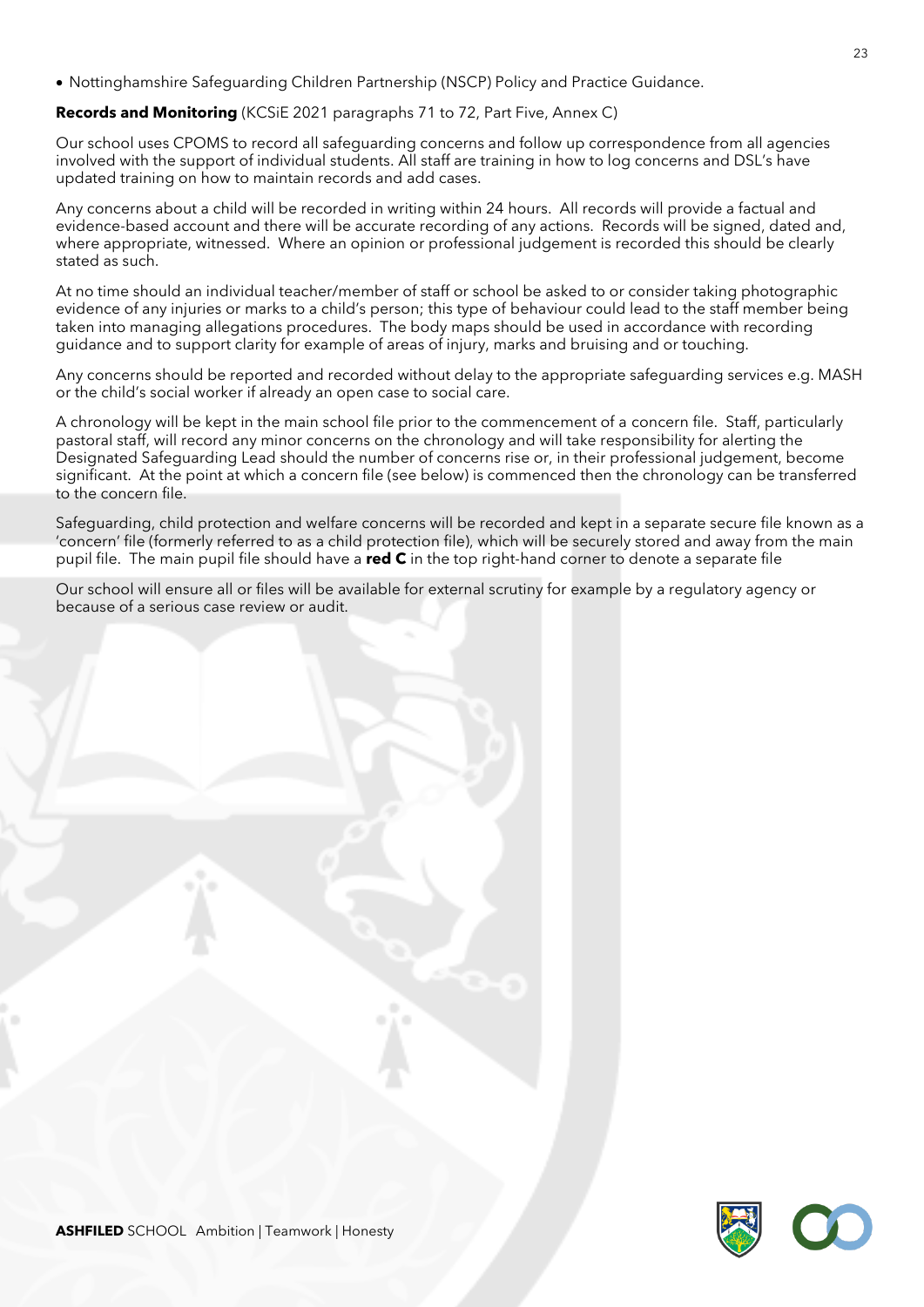- Nottinghamshire Safeguarding Children Partnership (NSCP) Policy and Practice Guidance.

**Records and Monitoring** (KCSiE 2021 paragraphs 71 to 72, Part Five, Annex C)

Our school uses CPOMS to record all safeguarding concerns and follow up correspondence from all agencies involved with the support of individual students. All staff are training in how to log concerns and DSL's have updated training on how to maintain records and add cases.

Any concerns about a child will be recorded in writing within 24 hours. All records will provide a factual and evidence-based account and there will be accurate recording of any actions. Records will be signed, dated and, where appropriate, witnessed. Where an opinion or professional judgement is recorded this should be clearly stated as such.

At no time should an individual teacher/member of staff or school be asked to or consider taking photographic evidence of any injuries or marks to a child's person; this type of behaviour could lead to the staff member being taken into managing allegations procedures. The body maps should be used in accordance with recording guidance and to support clarity for example of areas of injury, marks and bruising and or touching.

Any concerns should be reported and recorded without delay to the appropriate safeguarding services e.g. MASH or the child's social worker if already an open case to social care.

A chronology will be kept in the main school file prior to the commencement of a concern file. Staff, particularly pastoral staff, will record any minor concerns on the chronology and will take responsibility for alerting the Designated Safeguarding Lead should the number of concerns rise or, in their professional judgement, become significant. At the point at which a concern file (see below) is commenced then the chronology can be transferred to the concern file.

Safeguarding, child protection and welfare concerns will be recorded and kept in a separate secure file known as a 'concern' file (formerly referred to as a child protection file), which will be securely stored and away from the main pupil file. The main pupil file should have a **red C** in the top right-hand corner to denote a separate file

Our school will ensure all or files will be available for external scrutiny for example by a regulatory agency or because of a serious case review or audit.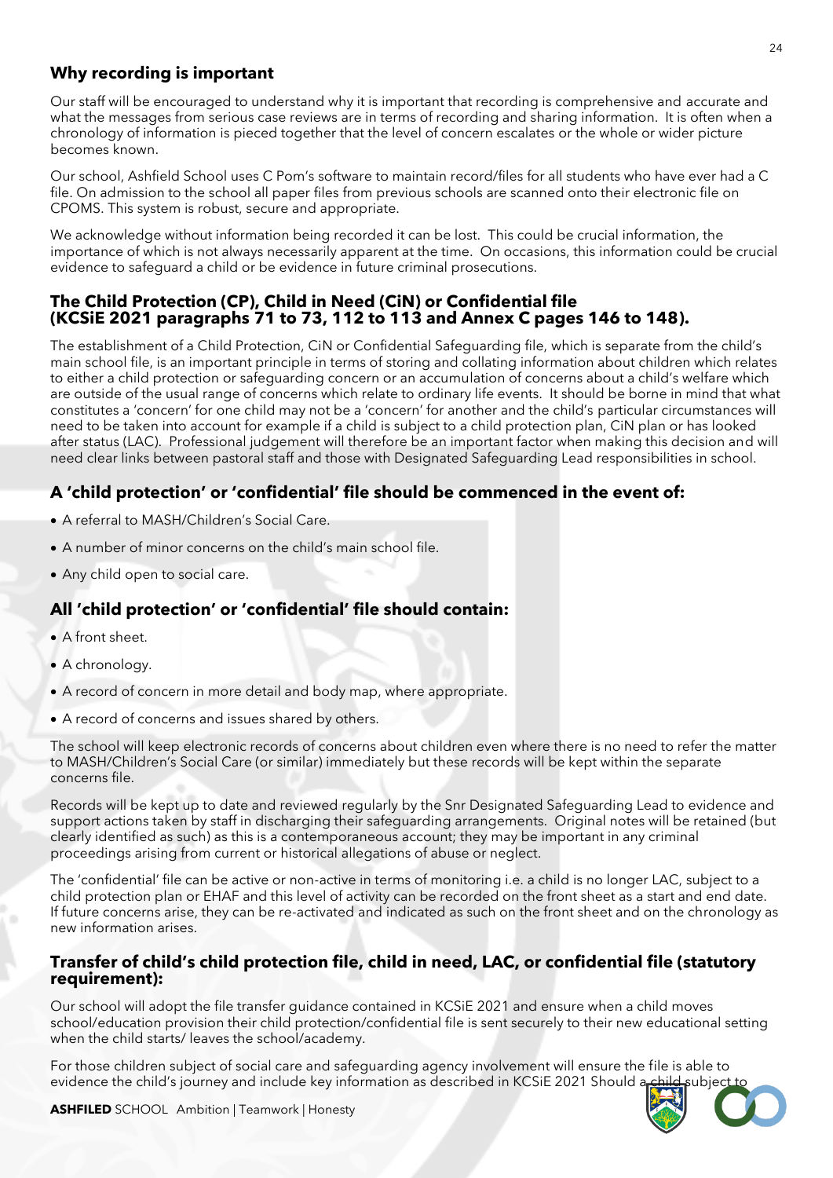## Why recording is important

Our staff will be encouraged to understand why it is important that recording is comprehensive and accurate and what the messages from serious case reviews are in terms of recording and sharing information. It is often when a chronology of information is pieced together that the level of concern escalates or the whole or wider picture becomes known.

Our school, Ashfield School uses C Pom's software to maintain record/files for all students who have ever had a C file. On admission to the school all paper files from previous schools are scanned onto their electronic file on CPOMS. This system is robust, secure and appropriate.

We acknowledge without information being recorded it can be lost. This could be crucial information, the importance of which is not always necessarily apparent at the time. On occasions, this information could be crucial evidence to safeguard a child or be evidence in future criminal prosecutions.

## The Child Protection (CP), Child in Need (CiN) or Confidential file (KCSiE 2021 paragraphs 71 to 73, 112 to 113 and Annex C pages 146 to 148).

The establishment of a Child Protection, CiN or Confidential Safeguarding file, which is separate from the child's main school file, is an important principle in terms of storing and collating information about children which relates to either a child protection or safeguarding concern or an accumulation of concerns about a child's welfare which are outside of the usual range of concerns which relate to ordinary life events. It should be borne in mind that what constitutes a 'concern' for one child may not be a 'concern' for another and the child's particular circumstances will need to be taken into account for example if a child is subject to a child protection plan, CiN plan or has looked after status (LAC). Professional judgement will therefore be an important factor when making this decision and will need clear links between pastoral staff and those with Designated Safeguarding Lead responsibilities in school.

## A 'child protection' or 'confidential' file should be commenced in the event of:

- A referral to MASH/Children's Social Care.
- A number of minor concerns on the child's main school file.
- Any child open to social care.

## All 'child protection' or 'confidential' file should contain:

- A front sheet.
- A chronology.
- A record of concern in more detail and body map, where appropriate.
- A record of concerns and issues shared by others.

The school will keep electronic records of concerns about children even where there is no need to refer the matter to MASH/Children's Social Care (or similar) immediately but these records will be kept within the separate concerns file.

Records will be kept up to date and reviewed regularly by the Snr Designated Safeguarding Lead to evidence and support actions taken by staff in discharging their safeguarding arrangements. Original notes will be retained (but clearly identified as such) as this is a contemporaneous account; they may be important in any criminal proceedings arising from current or historical allegations of abuse or neglect.

The 'confidential' file can be active or non-active in terms of monitoring i.e. a child is no longer LAC, subject to a child protection plan or EHAF and this level of activity can be recorded on the front sheet as a start and end date. If future concerns arise, they can be re-activated and indicated as such on the front sheet and on the chronology as new information arises.

## Transfer of child's child protection file, child in need, LAC, or confidential file (statutory requirement):

Our school will adopt the file transfer guidance contained in KCSiE 2021 and ensure when a child moves school/education provision their child protection/confidential file is sent securely to their new educational setting when the child starts/ leaves the school/academy.

For those children subject of social care and safeguarding agency involvement will ensure the file is able to evidence the child's journey and include key information as described in KCSiE 2021 Should a child subject to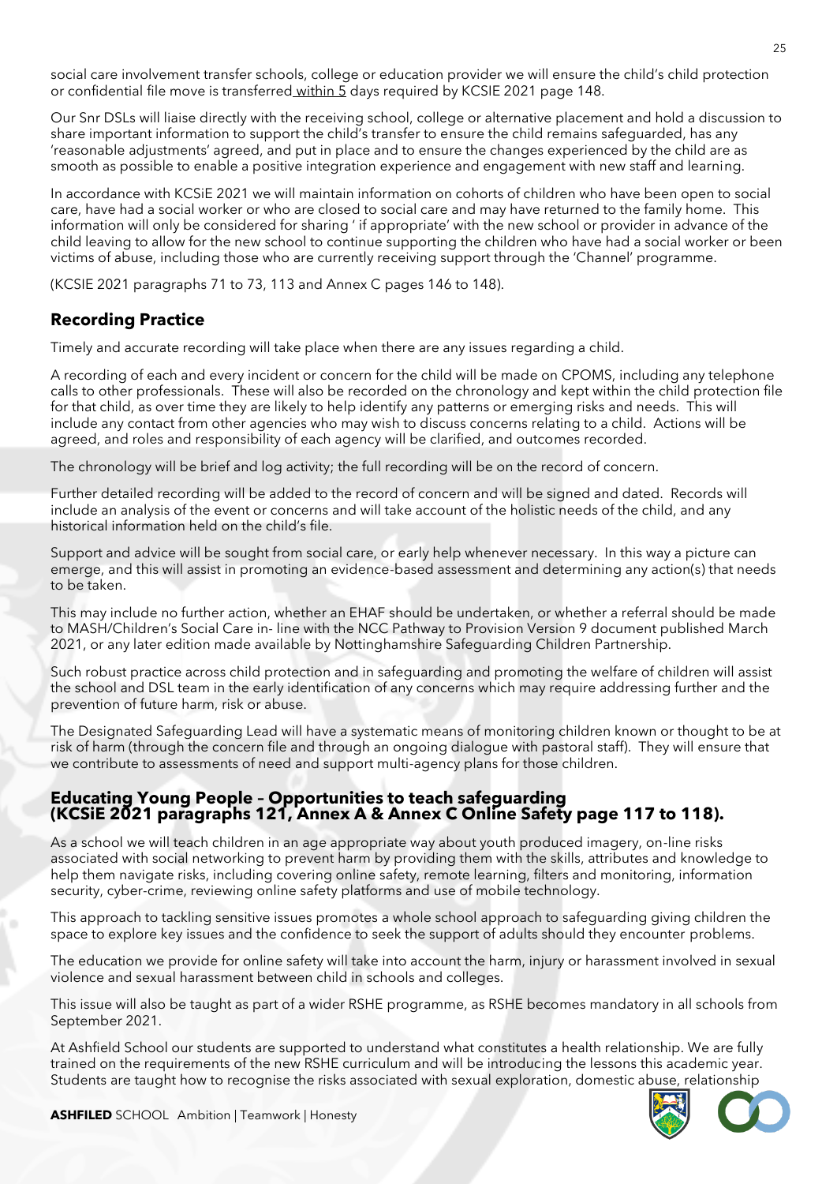social care involvement transfer schools, college or education provider we will ensure the child's child protection or confidential file move is transferred within 5 days required by KCSIE 2021 page 148.

Our Snr DSLs will liaise directly with the receiving school, college or alternative placement and hold a discussion to share important information to support the child's transfer to ensure the child remains safeguarded, has any 'reasonable adjustments' agreed, and put in place and to ensure the changes experienced by the child are as smooth as possible to enable a positive integration experience and engagement with new staff and learning.

In accordance with KCSiE 2021 we will maintain information on cohorts of children who have been open to social care, have had a social worker or who are closed to social care and may have returned to the family home. This information will only be considered for sharing ' if appropriate' with the new school or provider in advance of the child leaving to allow for the new school to continue supporting the children who have had a social worker or been victims of abuse, including those who are currently receiving support through the 'Channel' programme.

(KCSIE 2021 paragraphs 71 to 73, 113 and Annex C pages 146 to 148).

## Recording Practice

Timely and accurate recording will take place when there are any issues regarding a child.

A recording of each and every incident or concern for the child will be made on CPOMS, including any telephone calls to other professionals. These will also be recorded on the chronology and kept within the child protection file for that child, as over time they are likely to help identify any patterns or emerging risks and needs. This will include any contact from other agencies who may wish to discuss concerns relating to a child. Actions will be agreed, and roles and responsibility of each agency will be clarified, and outcomes recorded.

The chronology will be brief and log activity; the full recording will be on the record of concern.

Further detailed recording will be added to the record of concern and will be signed and dated. Records will include an analysis of the event or concerns and will take account of the holistic needs of the child, and any historical information held on the child's file.

Support and advice will be sought from social care, or early help whenever necessary. In this way a picture can emerge, and this will assist in promoting an evidence-based assessment and determining any action(s) that needs to be taken.

This may include no further action, whether an EHAF should be undertaken, or whether a referral should be made to MASH/Children's Social Care in- line with the NCC Pathway to Provision Version 9 document published March 2021, or any later edition made available by Nottinghamshire Safeguarding Children Partnership.

Such robust practice across child protection and in safeguarding and promoting the welfare of children will assist the school and DSL team in the early identification of any concerns which may require addressing further and the prevention of future harm, risk or abuse.

The Designated Safeguarding Lead will have a systematic means of monitoring children known or thought to be at risk of harm (through the concern file and through an ongoing dialogue with pastoral staff). They will ensure that we contribute to assessments of need and support multi-agency plans for those children.

## Educating Young People – Opportunities to teach safeguarding (KCSiE 2021 paragraphs 121, Annex A & Annex C Online Safety page 117 to 118).

As a school we will teach children in an age appropriate way about youth produced imagery, on-line risks associated with social networking to prevent harm by providing them with the skills, attributes and knowledge to help them navigate risks, including covering online safety, remote learning, filters and monitoring, information security, cyber-crime, reviewing online safety platforms and use of mobile technology.

This approach to tackling sensitive issues promotes a whole school approach to safeguarding giving children the space to explore key issues and the confidence to seek the support of adults should they encounter problems.

The education we provide for online safety will take into account the harm, injury or harassment involved in sexual violence and sexual harassment between child in schools and colleges.

This issue will also be taught as part of a wider RSHE programme, as RSHE becomes mandatory in all schools from September 2021.

At Ashfield School our students are supported to understand what constitutes a health relationship. We are fully trained on the requirements of the new RSHE curriculum and will be introducing the lessons this academic year. Students are taught how to recognise the risks associated with sexual exploration, domestic abuse, relationship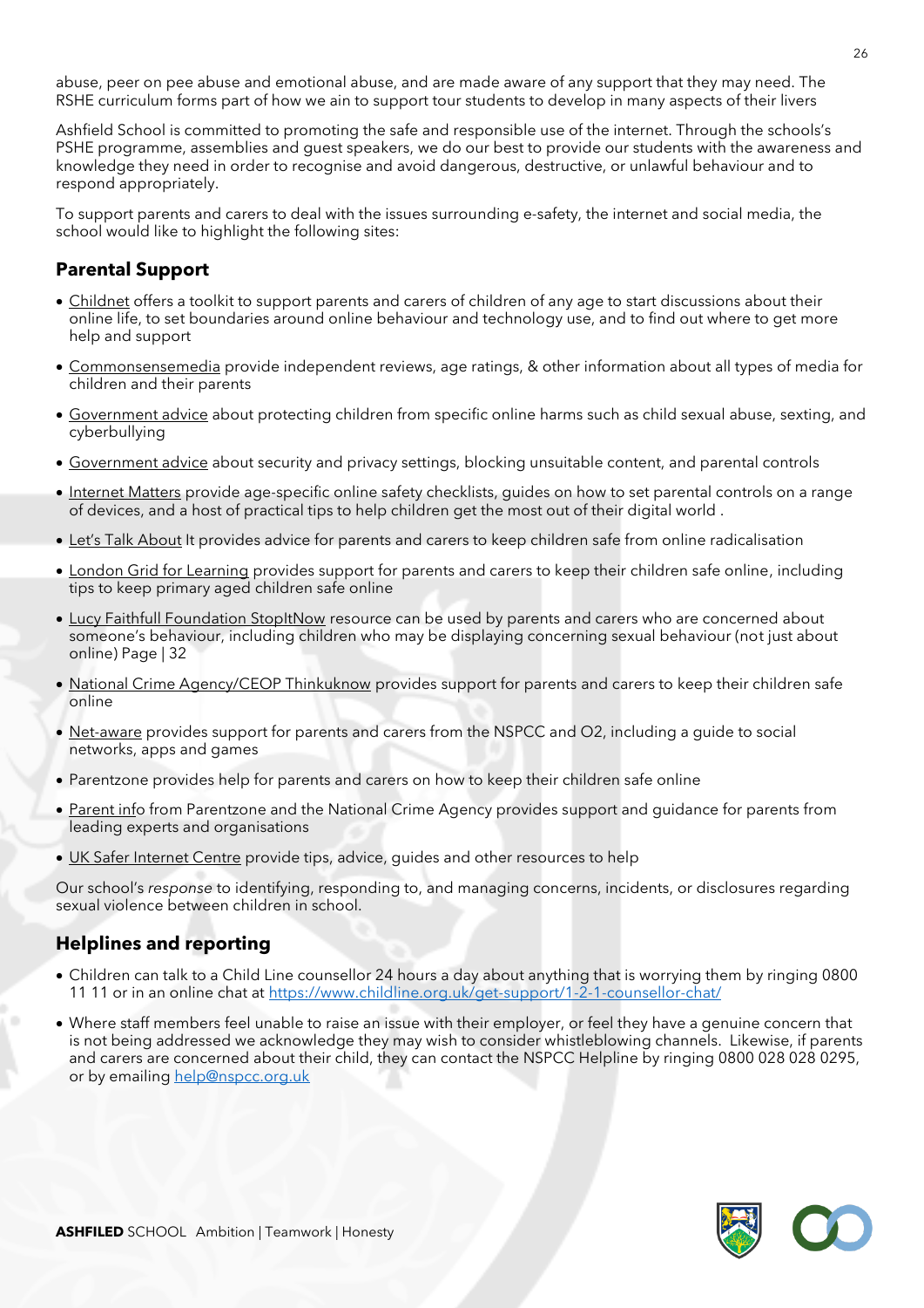abuse, peer on pee abuse and emotional abuse, and are made aware of any support that they may need. The RSHE curriculum forms part of how we ain to support tour students to develop in many aspects of their livers

Ashfield School is committed to promoting the safe and responsible use of the internet. Through the schools's PSHE programme, assemblies and guest speakers, we do our best to provide our students with the awareness and knowledge they need in order to recognise and avoid dangerous, destructive, or unlawful behaviour and to respond appropriately.

To support parents and carers to deal with the issues surrounding e-safety, the internet and social media, the school would like to highlight the following sites:

## Parental Support

- Childnet offers a toolkit to support parents and carers of children of any age to start discussions about their online life, to set boundaries around online behaviour and technology use, and to find out where to get more help and support
- Commonsensemedia provide independent reviews, age ratings, & other information about all types of media for children and their parents
- Government advice about protecting children from specific online harms such as child sexual abuse, sexting, and cyberbullying
- Government advice about security and privacy settings, blocking unsuitable content, and parental controls
- Internet Matters provide age-specific online safety checklists, guides on how to set parental controls on a range of devices, and a host of practical tips to help children get the most out of their digital world .
- Let's Talk About It provides advice for parents and carers to keep children safe from online radicalisation
- London Grid for Learning provides support for parents and carers to keep their children safe online, including tips to keep primary aged children safe online
- Lucy Faithfull Foundation StopItNow resource can be used by parents and carers who are concerned about someone's behaviour, including children who may be displaying concerning sexual behaviour (not just about online) Page | 32
- National Crime Agency/CEOP Thinkuknow provides support for parents and carers to keep their children safe online
- Net-aware provides support for parents and carers from the NSPCC and O2, including a guide to social networks, apps and games
- Parentzone provides help for parents and carers on how to keep their children safe online
- Parent info from Parentzone and the National Crime Agency provides support and guidance for parents from leading experts and organisations
- UK Safer Internet Centre provide tips, advice, guides and other resources to help

Our school's *response* to identifying, responding to, and managing concerns, incidents, or disclosures regarding sexual violence between children in school.

## Helplines and reporting

- Children can talk to a Child Line counsellor 24 hours a day about anything that is worrying them by ringing 0800 11 11 or in an online chat at https://www.childline.org.uk/get-support/1-2-1-counsellor-chat/
- Where staff members feel unable to raise an issue with their employer, or feel they have a genuine concern that is not being addressed we acknowledge they may wish to consider whistleblowing channels. Likewise, if parents and carers are concerned about their child, they can contact the NSPCC Helpline by ringing 0800 028 028 0295, or by emailing help@nspcc.org.uk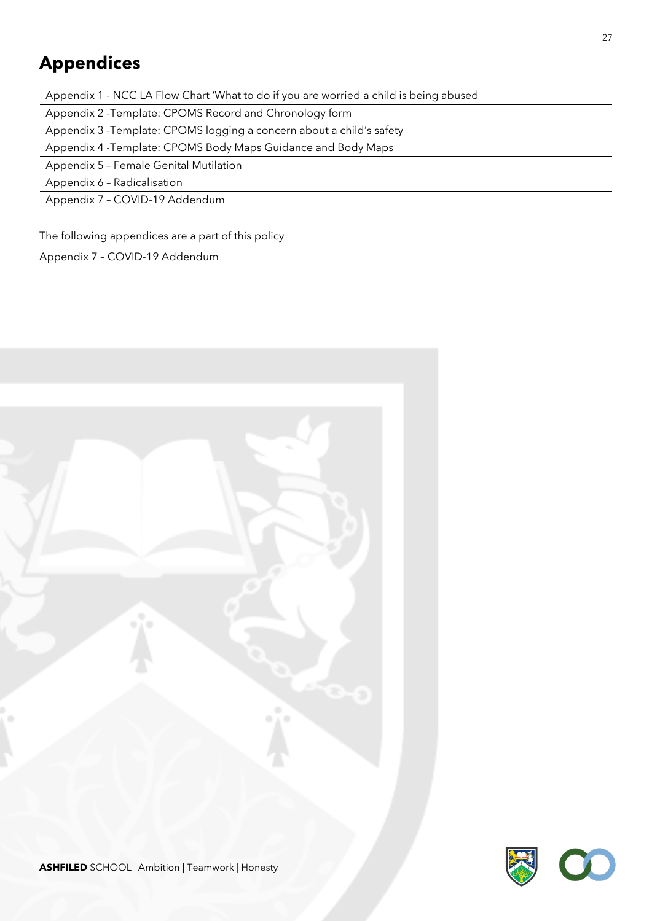# Appendices

| | |
|---|---|
| Appendix 1 - NCC LA Flow Chart 'What to do if you are worried a child is being abused | |
| Appendix 2 -Template: CPOMS Record and Chronology form | |
| Appendix 3 -Template: CPOMS logging a concern about a child's safety | |
| Appendix 4 -Template: CPOMS Body Maps Guidance and Body Maps | |
| Appendix 5 – Female Genital Mutilation | |
| Appendix 6 – Radicalisation | |
| Appendix 7 – COVID-19 Addendum | |

The following appendices are a part of this policy

Appendix 7 – COVID-19 Addendum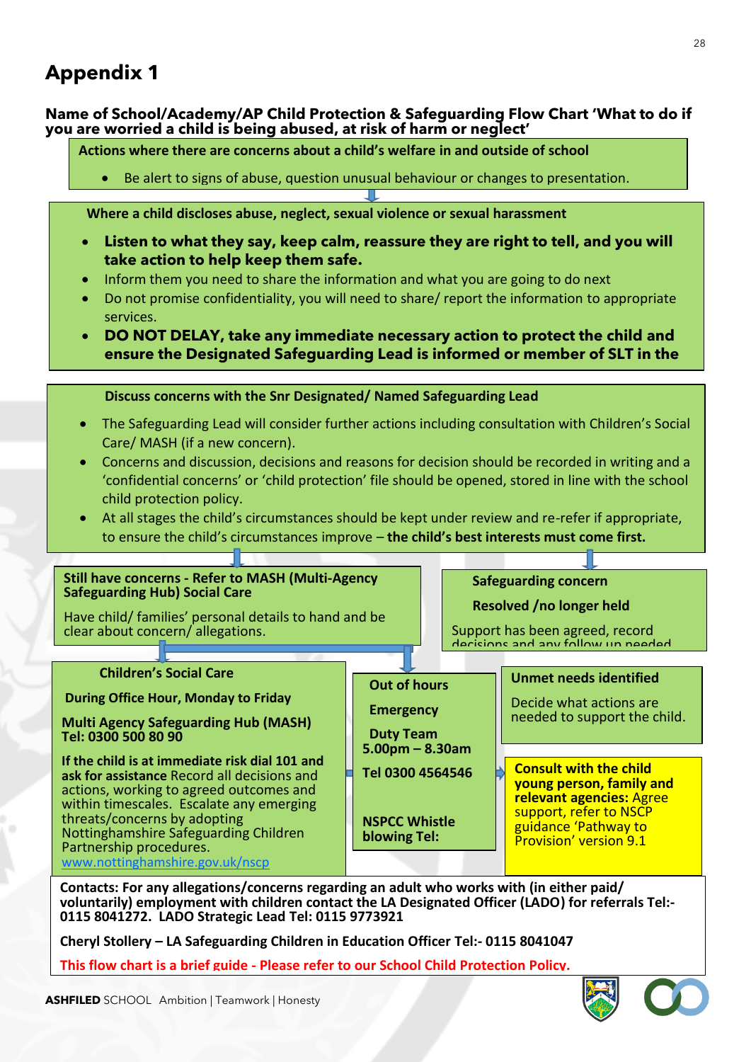# Appendix 1

## Name of School/Academy/AP Child Protection & Safeguarding Flow Chart 'What to do if you are worried a child is being abused, at risk of harm or neglect'

**Actions where there are concerns about a child's welfare in and outside of school**

- Be alert to signs of abuse, question unusual behaviour or changes to presentation.

**Where a child discloses abuse, neglect, sexual violence or sexual harassment**

- **Listen to what they say, keep calm, reassure they are right to tell, and you will take action to help keep them safe.**
- Inform them you need to share the information and what you are going to do next
- Do not promise confidentiality, you will need to share/ report the information to appropriate services.
- **DO NOT DELAY, take any immediate necessary action to protect the child and ensure the Designated Safeguarding Lead is informed or member of SLT in the**

**Discuss concerns with the Snr Designated/ Named Safeguarding Lead**

- The Safeguarding Lead will consider further actions including consultation with Children's Social Care/ MASH (if a new concern).
- Concerns and discussion, decisions and reasons for decision should be recorded in writing and a 'confidential concerns' or 'child protection' file should be opened, stored in line with the school child protection policy.
- At all stages the child's circumstances should be kept under review and re-refer if appropriate, to ensure the child's circumstances improve – **the child's best interests must come first.**

**Still have concerns - Refer to MASH (Multi-Agency Safeguarding Hub) Social Care**

Have child/ families' personal details to hand and be clear about concern/ allegations.

**Safeguarding concern**

**Resolved /no longer held**

Support has been agreed, record decisions and any follow up needed

**Children's Social Care**

**During Office Hour, Monday to Friday**

**Multi Agency Safeguarding Hub (MASH) Tel: 0300 500 80 90**

**If the child is at immediate risk dial 101 and ask for assistance** Record all decisions and actions, working to agreed outcomes and within timescales. Escalate any emerging threats/concerns by adopting Nottinghamshire Safeguarding Children Partnership procedures. www.nottinghamshire.gov.uk/nscp

**Out of hours**

**Emergency**

**Duty Team 5.00pm – 8.30am**

**Tel 0300 4564546**

**NSPCC Whistle blowing Tel:**

**Unmet needs identified**

Decide what actions are needed to support the child.

**Consult with the child young person, family and relevant agencies:** Agree support, refer to NSCP guidance 'Pathway to Provision' version 9.1

**Contacts: For any allegations/concerns regarding an adult who works with (in either paid/ voluntarily) employment with children contact the LA Designated Officer (LADO) for referrals Tel:- 0115 8041272. LADO Strategic Lead Tel: 0115 9773921**

**Cheryl Stollery – LA Safeguarding Children in Education Officer Tel:- 0115 8041047**

**This flow chart is a brief guide - Please refer to our School Child Protection Policy.**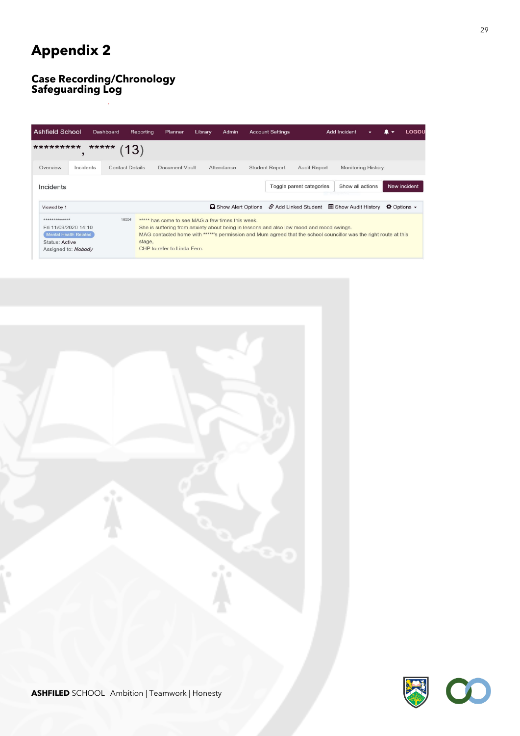# Appendix 2

## Case Recording/Chronology Safeguarding Log

Ashfield School | Dashboard | Reporting | Planner | Library | Admin | Account Settings | Add Incident | LOGOU

*********, ***** (13)

Overview | Incidents | Contact Details | Document Vault | Attendance | Student Report | Audit Report | Monitoring History

Incidents

Toggle parent categories | Show all actions | New incident

Viewed by 1

Show Alert Options | Add Linked Student | Show Audit History | Options

************* 16554

Fri 11/09/2020 14:10

Mental Health Related

Status: Active

Assigned to: *Nobody*

***** has come to see MAG a few times this week.
She is suffering from anxiety about being in lessons and also low mood and mood swings.
MAG contacted home with *****'s permission and Mum agreed that the school councillor was the right route at this stage,
CHP to refer to Linda Fern.

**ASHFILED** SCHOOL Ambition | Teamwork | Honesty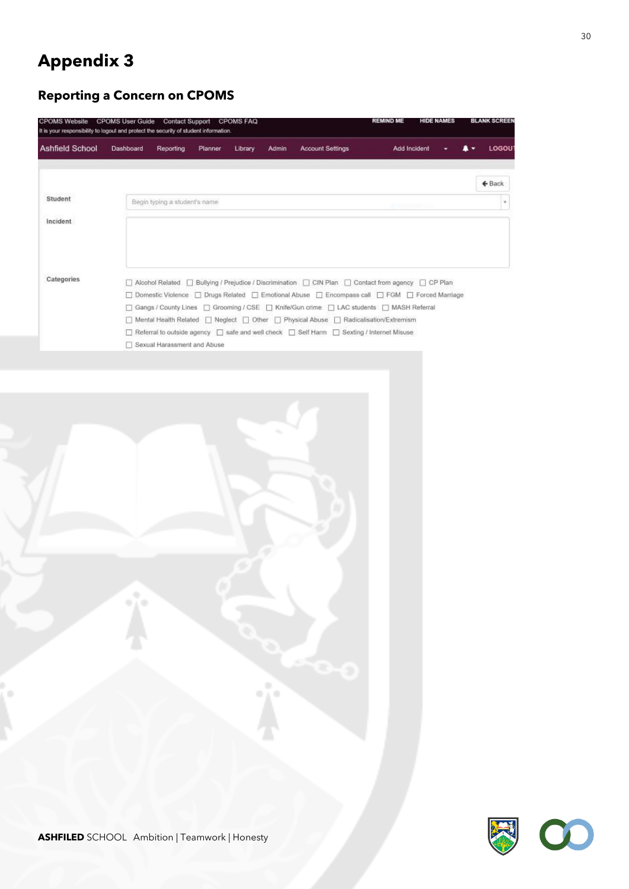# Appendix 3

## Reporting a Concern on CPOMS

CPOMS Website CPOMS User Guide Contact Support CPOMS FAQ REMIND ME HIDE NAMES BLANK SCREEN

It is your responsibility to logout and protect the security of student information.

Ashfield School Dashboard Reporting Planner Library Admin Account Settings Add Incident LOGOUT

Back

**Student** Begin typing a student's name

**Incident**

**Categories**

- ☐ Alcohol Related ☐ Bullying / Prejudice / Discrimination ☐ CIN Plan ☐ Contact from agency ☐ CP Plan
- ☐ Domestic Violence ☐ Drugs Related ☐ Emotional Abuse ☐ Encompass call ☐ FGM ☐ Forced Marriage
- ☐ Gangs / County Lines ☐ Grooming / CSE ☐ Knife/Gun crime ☐ LAC students ☐ MASH Referral
- ☐ Mental Health Related ☐ Neglect ☐ Other ☐ Physical Abuse ☐ Radicalisation/Extremism
- ☐ Referral to outside agency ☐ safe and well check ☐ Self Harm ☐ Sexting / Internet Misuse
- ☐ Sexual Harassment and Abuse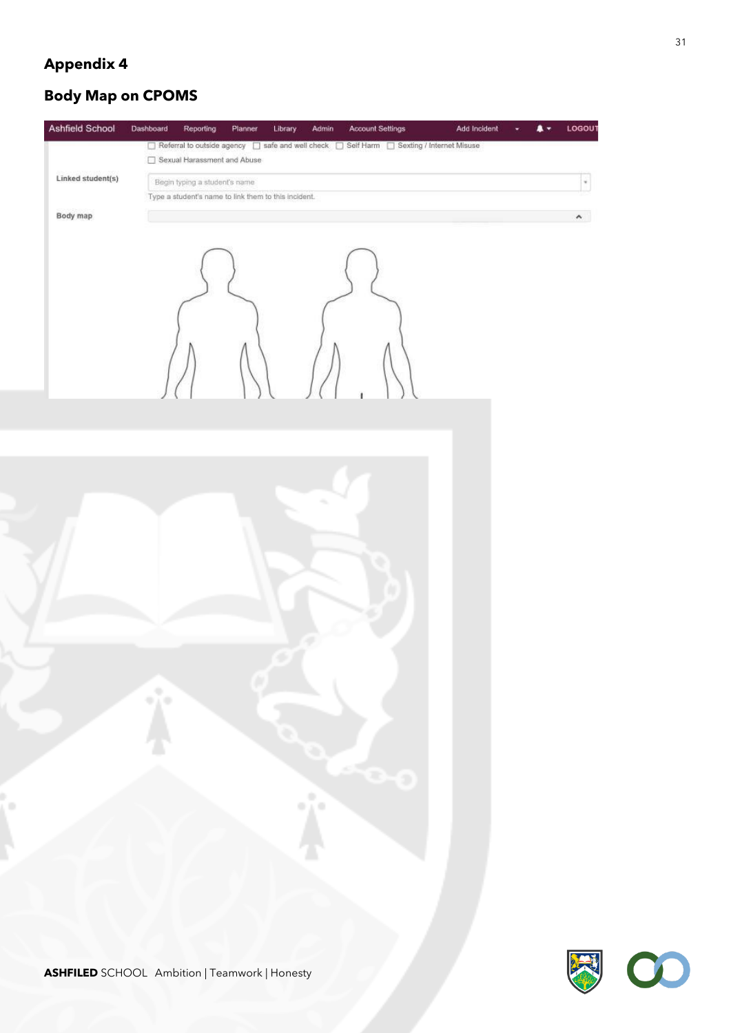## Appendix 4

## Body Map on CPOMS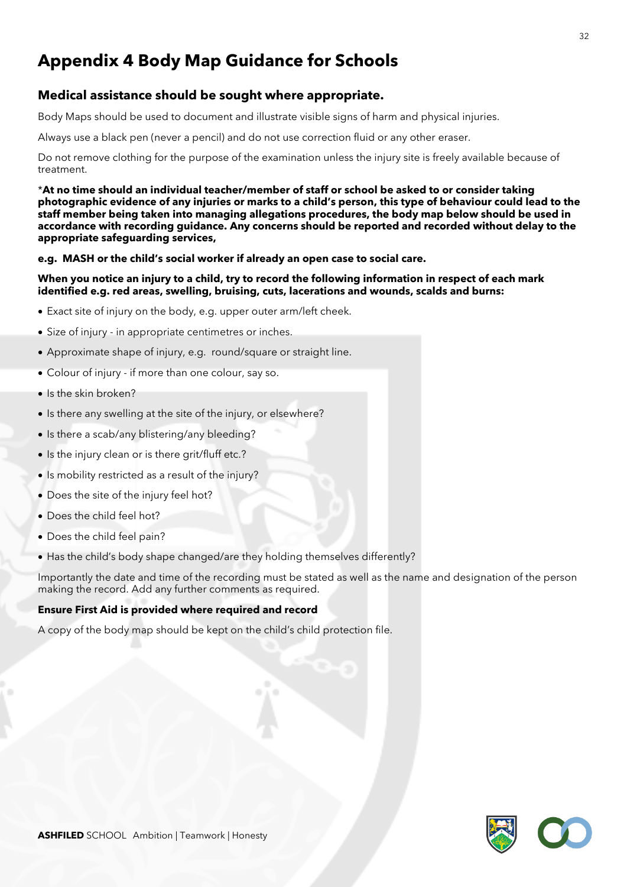# Appendix 4 Body Map Guidance for Schools

## Medical assistance should be sought where appropriate.

Body Maps should be used to document and illustrate visible signs of harm and physical injuries.

Always use a black pen (never a pencil) and do not use correction fluid or any other eraser.

Do not remove clothing for the purpose of the examination unless the injury site is freely available because of treatment.

***At no time should an individual teacher/member of staff or school be asked to or consider taking photographic evidence of any injuries or marks to a child's person, this type of behaviour could lead to the staff member being taken into managing allegations procedures, the body map below should be used in accordance with recording guidance. Any concerns should be reported and recorded without delay to the appropriate safeguarding services,**

**e.g. MASH or the child's social worker if already an open case to social care.**

**When you notice an injury to a child, try to record the following information in respect of each mark identified e.g. red areas, swelling, bruising, cuts, lacerations and wounds, scalds and burns:**

- Exact site of injury on the body, e.g. upper outer arm/left cheek.
- Size of injury - in appropriate centimetres or inches.
- Approximate shape of injury, e.g. round/square or straight line.
- Colour of injury - if more than one colour, say so.
- Is the skin broken?
- Is there any swelling at the site of the injury, or elsewhere?
- Is there a scab/any blistering/any bleeding?
- Is the injury clean or is there grit/fluff etc.?
- Is mobility restricted as a result of the injury?
- Does the site of the injury feel hot?
- Does the child feel hot?
- Does the child feel pain?
- Has the child's body shape changed/are they holding themselves differently?

Importantly the date and time of the recording must be stated as well as the name and designation of the person making the record. Add any further comments as required.

**Ensure First Aid is provided where required and record**

A copy of the body map should be kept on the child's child protection file.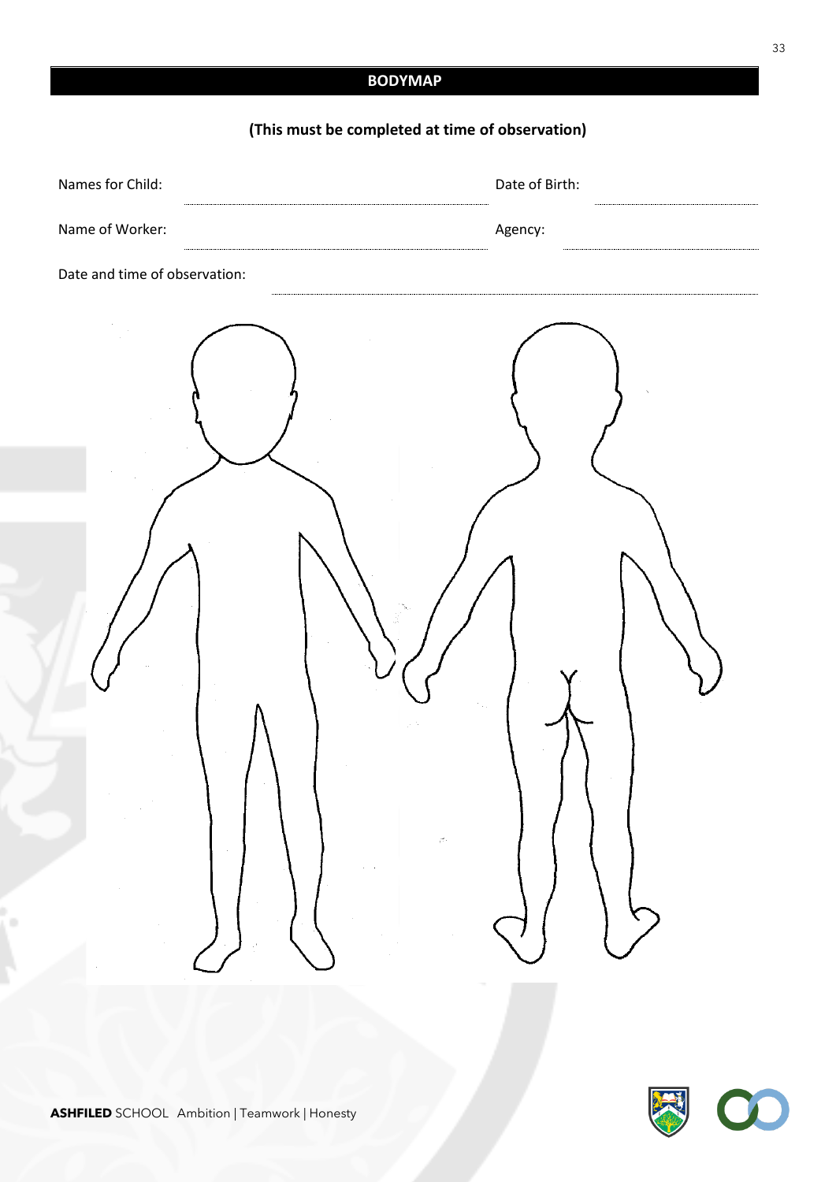# BODYMAP

**(This must be completed at time of observation)**

Names for Child: ................................................ Date of Birth: ................................

Name of Worker: ................................................ Agency: ................................

Date and time of observation: ................................................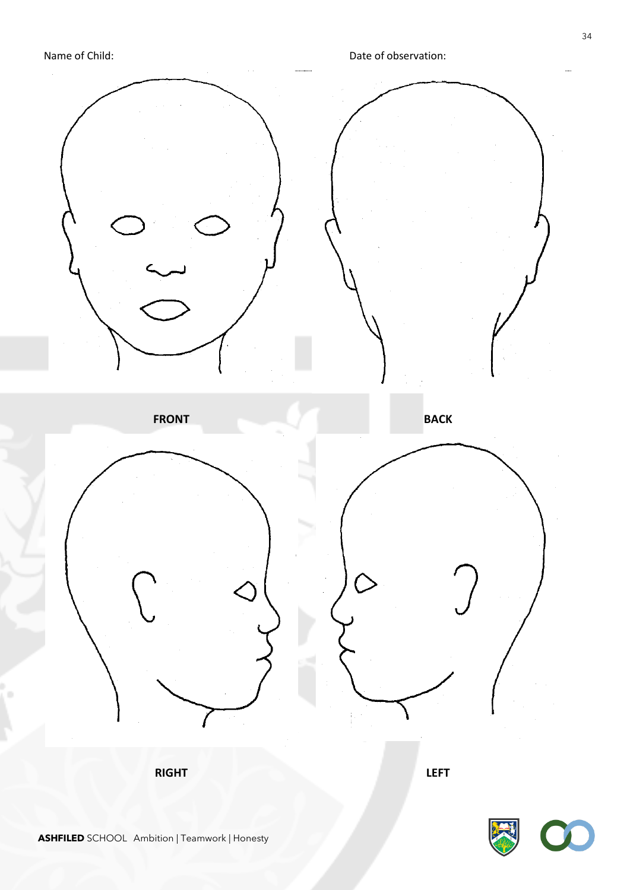Name of Child: 

Date of observation: 

FRONT

BACK

RIGHT

LEFT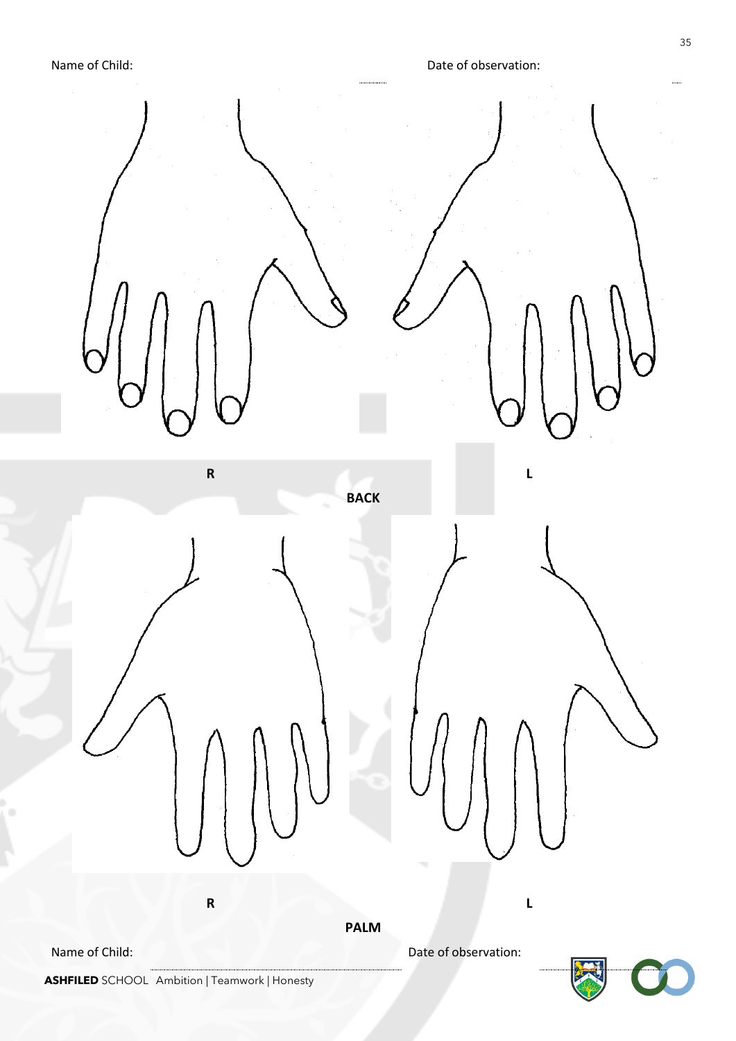Name of Child: Date of observation:

R

L

**BACK**

R

L

**PALM**

Name of Child: Date of observation: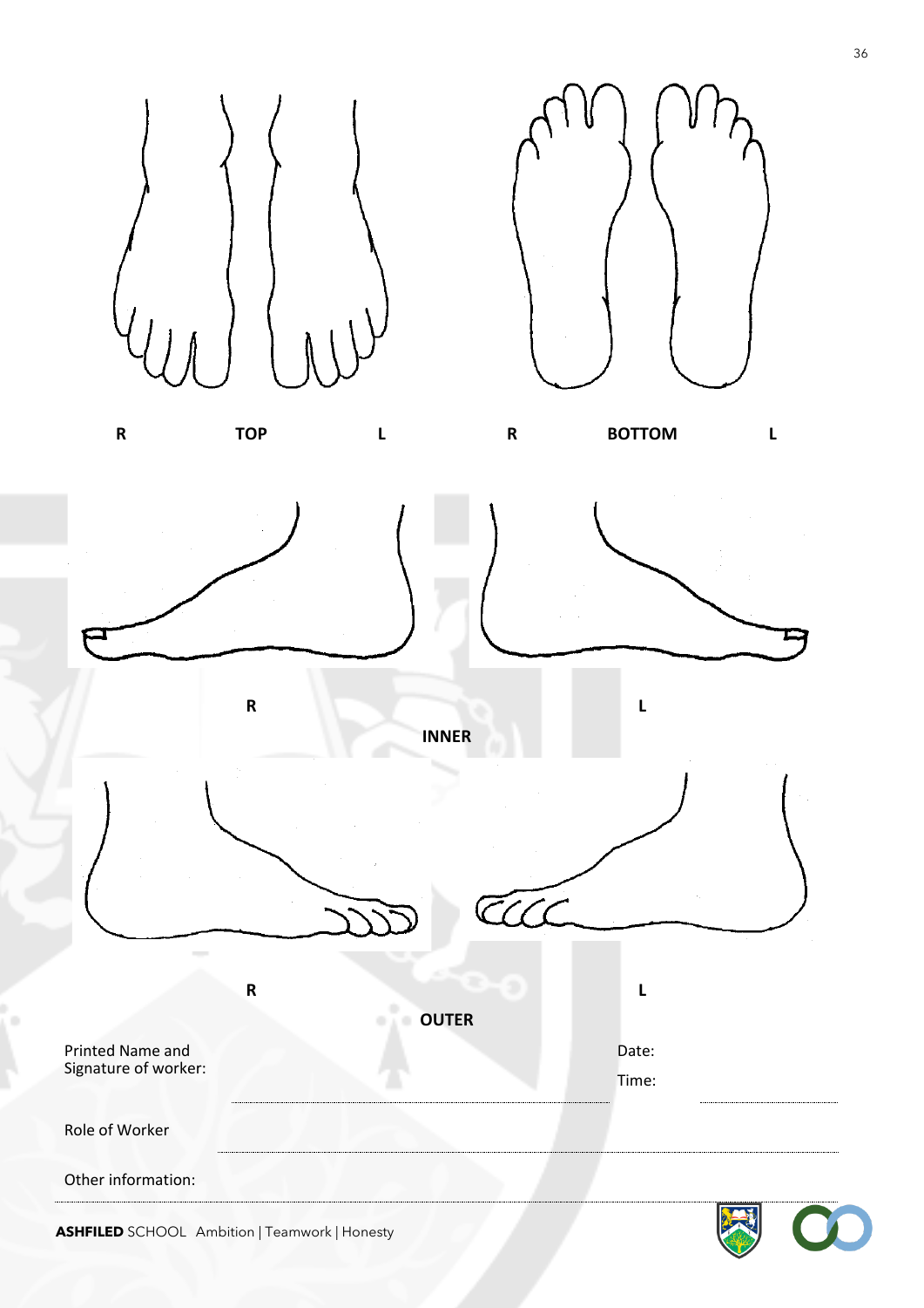R TOP L

R BOTTOM L

R L

INNER

R L

OUTER

Printed Name and Signature of worker: ..............................

Date:

Time: ..............................

Role of Worker ..............................

Other information: ..............................

**ASHFILED** SCHOOL Ambition | Teamwork | Honesty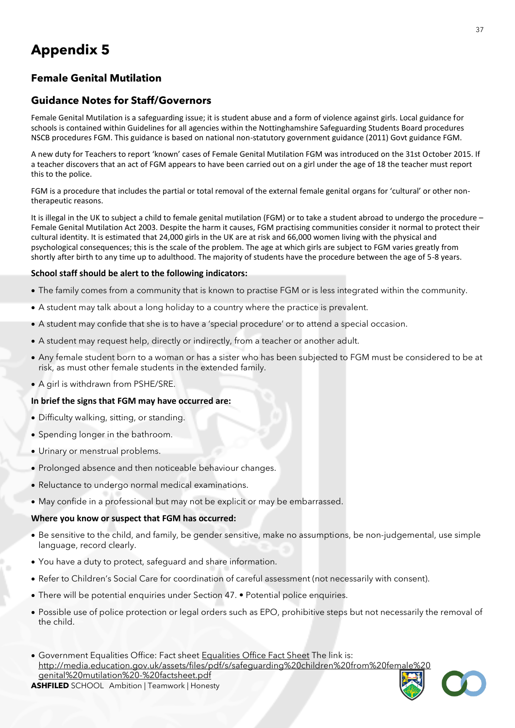# Appendix 5

## Female Genital Mutilation

## Guidance Notes for Staff/Governors

Female Genital Mutilation is a safeguarding issue; it is student abuse and a form of violence against girls. Local guidance for schools is contained within Guidelines for all agencies within the Nottinghamshire Safeguarding Students Board procedures NSCB procedures FGM. This guidance is based on national non-statutory government guidance (2011) Govt guidance FGM.

A new duty for Teachers to report 'known' cases of Female Genital Mutilation FGM was introduced on the 31st October 2015. If a teacher discovers that an act of FGM appears to have been carried out on a girl under the age of 18 the teacher must report this to the police.

FGM is a procedure that includes the partial or total removal of the external female genital organs for 'cultural' or other non-therapeutic reasons.

It is illegal in the UK to subject a child to female genital mutilation (FGM) or to take a student abroad to undergo the procedure – Female Genital Mutilation Act 2003. Despite the harm it causes, FGM practising communities consider it normal to protect their cultural identity. It is estimated that 24,000 girls in the UK are at risk and 66,000 women living with the physical and psychological consequences; this is the scale of the problem. The age at which girls are subject to FGM varies greatly from shortly after birth to any time up to adulthood. The majority of students have the procedure between the age of 5-8 years.

**School staff should be alert to the following indicators:**

- The family comes from a community that is known to practise FGM or is less integrated within the community.
- A student may talk about a long holiday to a country where the practice is prevalent.
- A student may confide that she is to have a 'special procedure' or to attend a special occasion.
- A student may request help, directly or indirectly, from a teacher or another adult.
- Any female student born to a woman or has a sister who has been subjected to FGM must be considered to be at risk, as must other female students in the extended family.
- A girl is withdrawn from PSHE/SRE.

**In brief the signs that FGM may have occurred are:**

- Difficulty walking, sitting, or standing.
- Spending longer in the bathroom.
- Urinary or menstrual problems.
- Prolonged absence and then noticeable behaviour changes.
- Reluctance to undergo normal medical examinations.
- May confide in a professional but may not be explicit or may be embarrassed.

**Where you know or suspect that FGM has occurred:**

- Be sensitive to the child, and family, be gender sensitive, make no assumptions, be non-judgemental, use simple language, record clearly.
- You have a duty to protect, safeguard and share information.
- Refer to Children's Social Care for coordination of careful assessment (not necessarily with consent).
- There will be potential enquiries under Section 47. • Potential police enquiries.
- Possible use of police protection or legal orders such as EPO, prohibitive steps but not necessarily the removal of the child.

- Government Equalities Office: Fact sheet Equalities Office Fact Sheet The link is: http://media.education.gov.uk/assets/files/pdf/s/safeguarding%20children%20from%20female%20genital%20mutilation%20-%20factsheet.pdf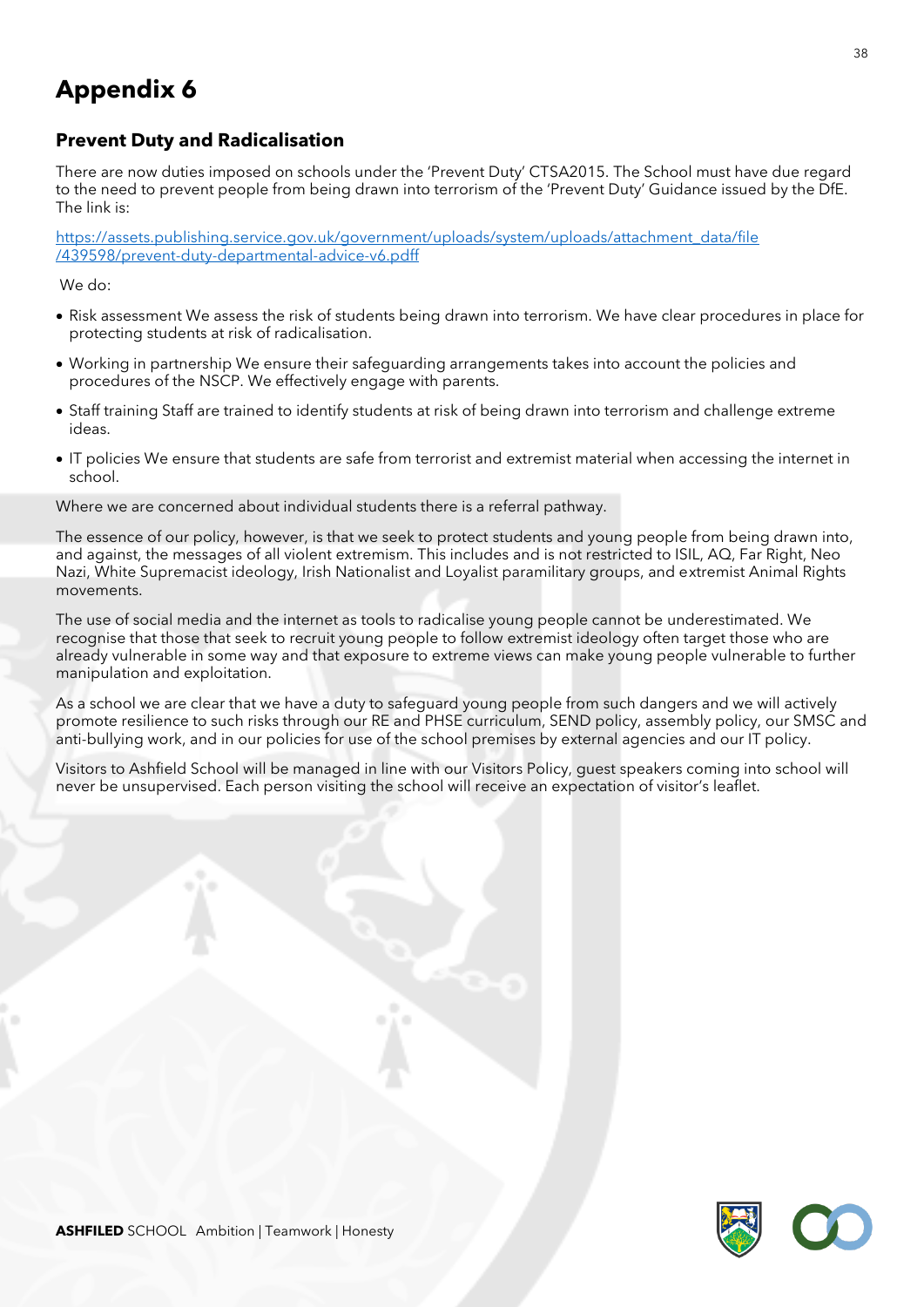# Appendix 6

## Prevent Duty and Radicalisation

There are now duties imposed on schools under the 'Prevent Duty' CTSA2015. The School must have due regard to the need to prevent people from being drawn into terrorism of the 'Prevent Duty' Guidance issued by the DfE. The link is:

[https://assets.publishing.service.gov.uk/government/uploads/system/uploads/attachment_data/file/439598/prevent-duty-departmental-advice-v6.pdff](https://assets.publishing.service.gov.uk/government/uploads/system/uploads/attachment_data/file/439598/prevent-duty-departmental-advice-v6.pdff)

We do:

- Risk assessment We assess the risk of students being drawn into terrorism. We have clear procedures in place for protecting students at risk of radicalisation.
- Working in partnership We ensure their safeguarding arrangements takes into account the policies and procedures of the NSCP. We effectively engage with parents.
- Staff training Staff are trained to identify students at risk of being drawn into terrorism and challenge extreme ideas.
- IT policies We ensure that students are safe from terrorist and extremist material when accessing the internet in school.

Where we are concerned about individual students there is a referral pathway.

The essence of our policy, however, is that we seek to protect students and young people from being drawn into, and against, the messages of all violent extremism. This includes and is not restricted to ISIL, AQ, Far Right, Neo Nazi, White Supremacist ideology, Irish Nationalist and Loyalist paramilitary groups, and extremist Animal Rights movements.

The use of social media and the internet as tools to radicalise young people cannot be underestimated. We recognise that those that seek to recruit young people to follow extremist ideology often target those who are already vulnerable in some way and that exposure to extreme views can make young people vulnerable to further manipulation and exploitation.

As a school we are clear that we have a duty to safeguard young people from such dangers and we will actively promote resilience to such risks through our RE and PHSE curriculum, SEND policy, assembly policy, our SMSC and anti-bullying work, and in our policies for use of the school premises by external agencies and our IT policy.

Visitors to Ashfield School will be managed in line with our Visitors Policy, guest speakers coming into school will never be unsupervised. Each person visiting the school will receive an expectation of visitor's leaflet.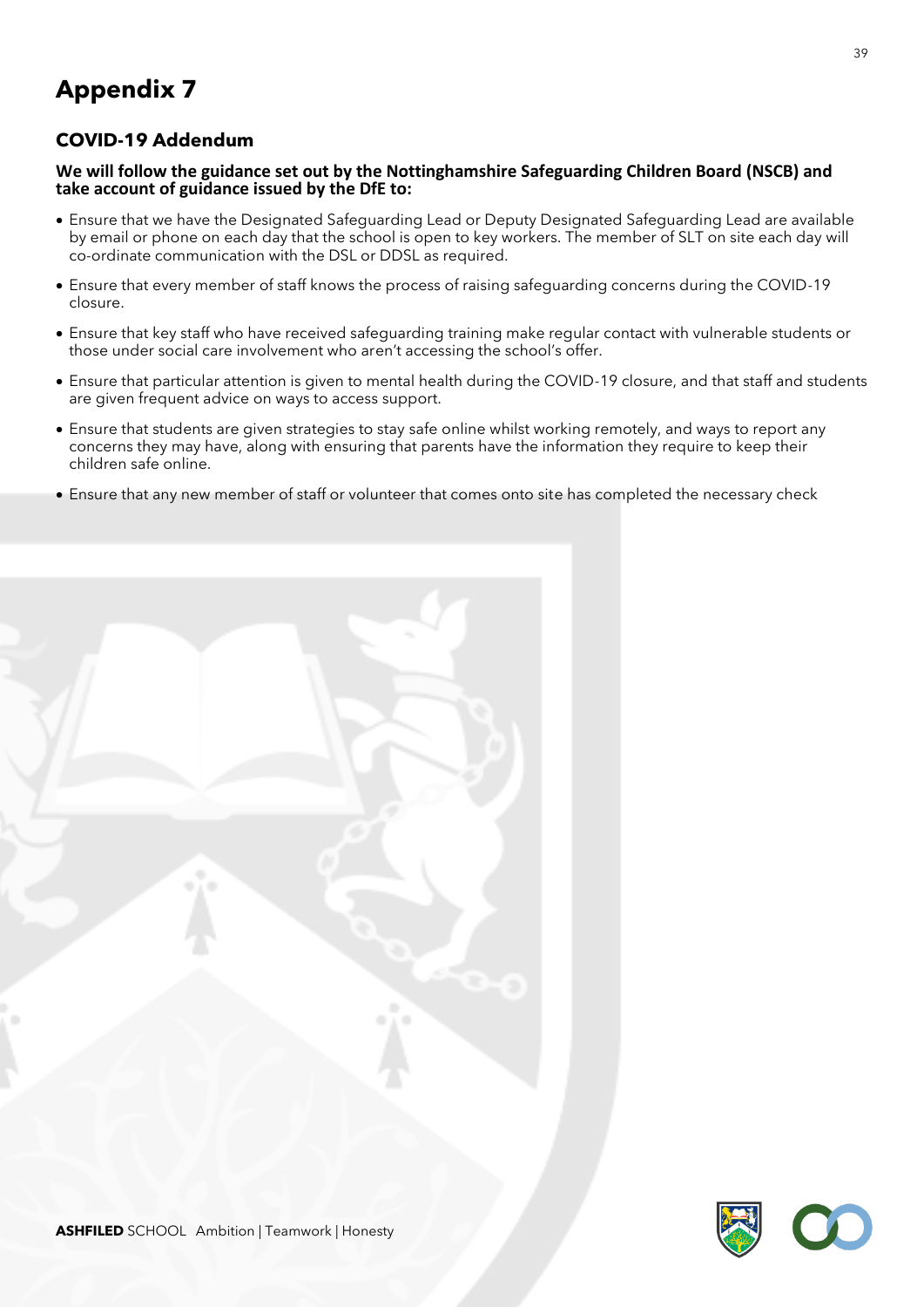# Appendix 7

## COVID-19 Addendum

**We will follow the guidance set out by the Nottinghamshire Safeguarding Children Board (NSCB) and take account of guidance issued by the DfE to:**

- Ensure that we have the Designated Safeguarding Lead or Deputy Designated Safeguarding Lead are available by email or phone on each day that the school is open to key workers. The member of SLT on site each day will co-ordinate communication with the DSL or DDSL as required.
- Ensure that every member of staff knows the process of raising safeguarding concerns during the COVID-19 closure.
- Ensure that key staff who have received safeguarding training make regular contact with vulnerable students or those under social care involvement who aren't accessing the school's offer.
- Ensure that particular attention is given to mental health during the COVID-19 closure, and that staff and students are given frequent advice on ways to access support.
- Ensure that students are given strategies to stay safe online whilst working remotely, and ways to report any concerns they may have, along with ensuring that parents have the information they require to keep their children safe online.
- Ensure that any new member of staff or volunteer that comes onto site has completed the necessary check